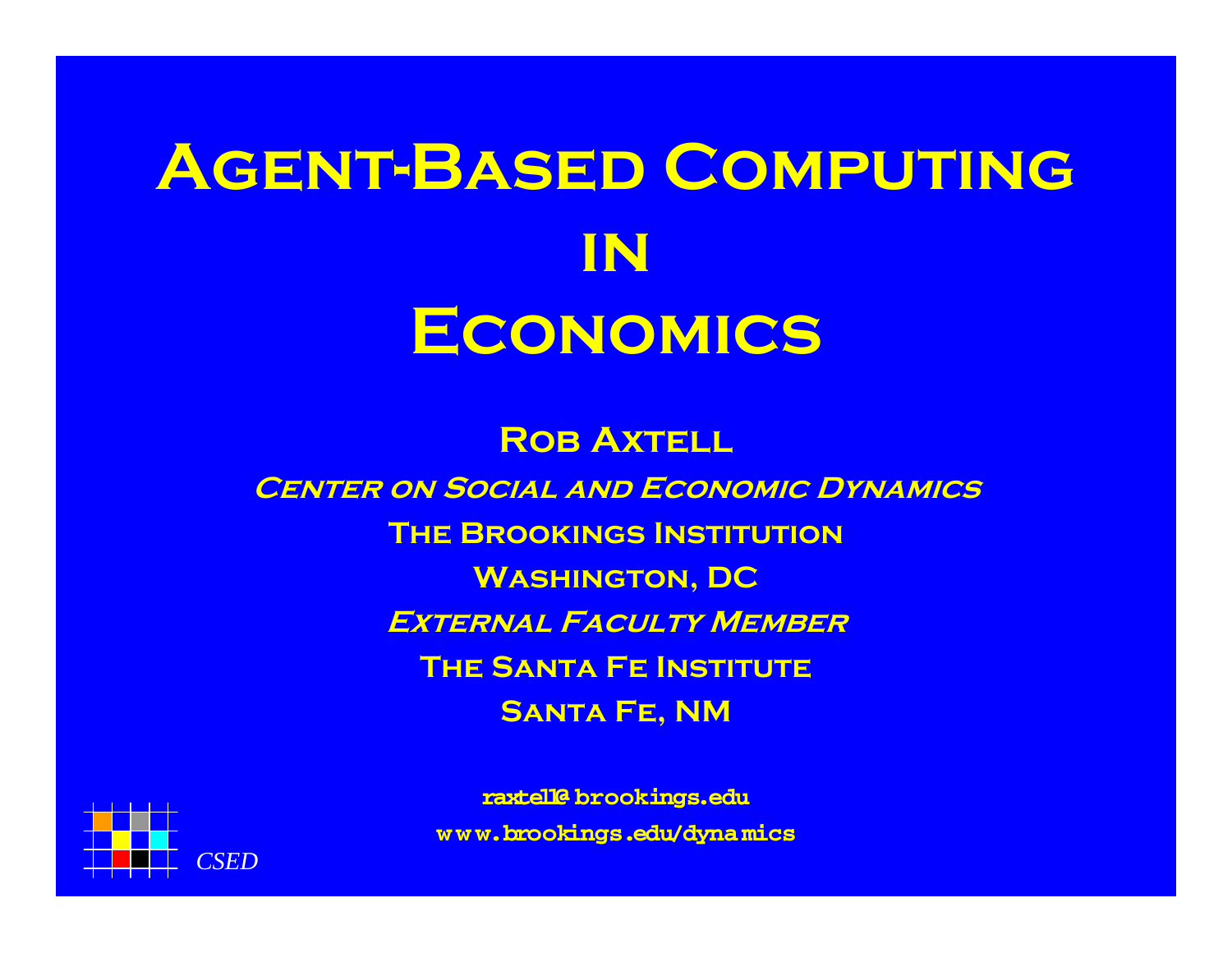# Agent-Based Computing in Economics

**Rob Axtell**

***Center on Social and Economic Dynamics***

**The Brookings Institution**

**Washington, DC**

***External Faculty Member***

**The Santa Fe Institute**

**Santa Fe, NM**

**raxtell@brookings.edu**

**www.brookings.edu/dynamics**

*CSED*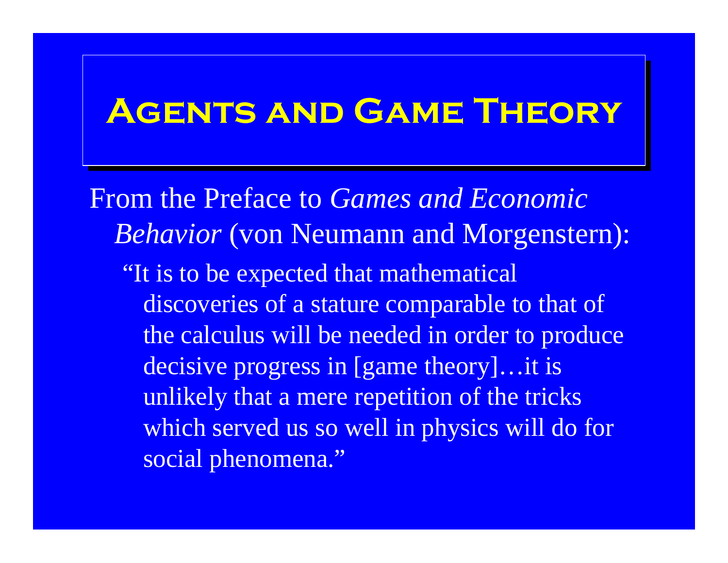# Agents and Game Theory

From the Preface to *Games and Economic Behavior* (von Neumann and Morgenstern):

> "It is to be expected that mathematical discoveries of a stature comparable to that of the calculus will be needed in order to produce decisive progress in [game theory]…it is unlikely that a mere repetition of the tricks which served us so well in physics will do for social phenomena."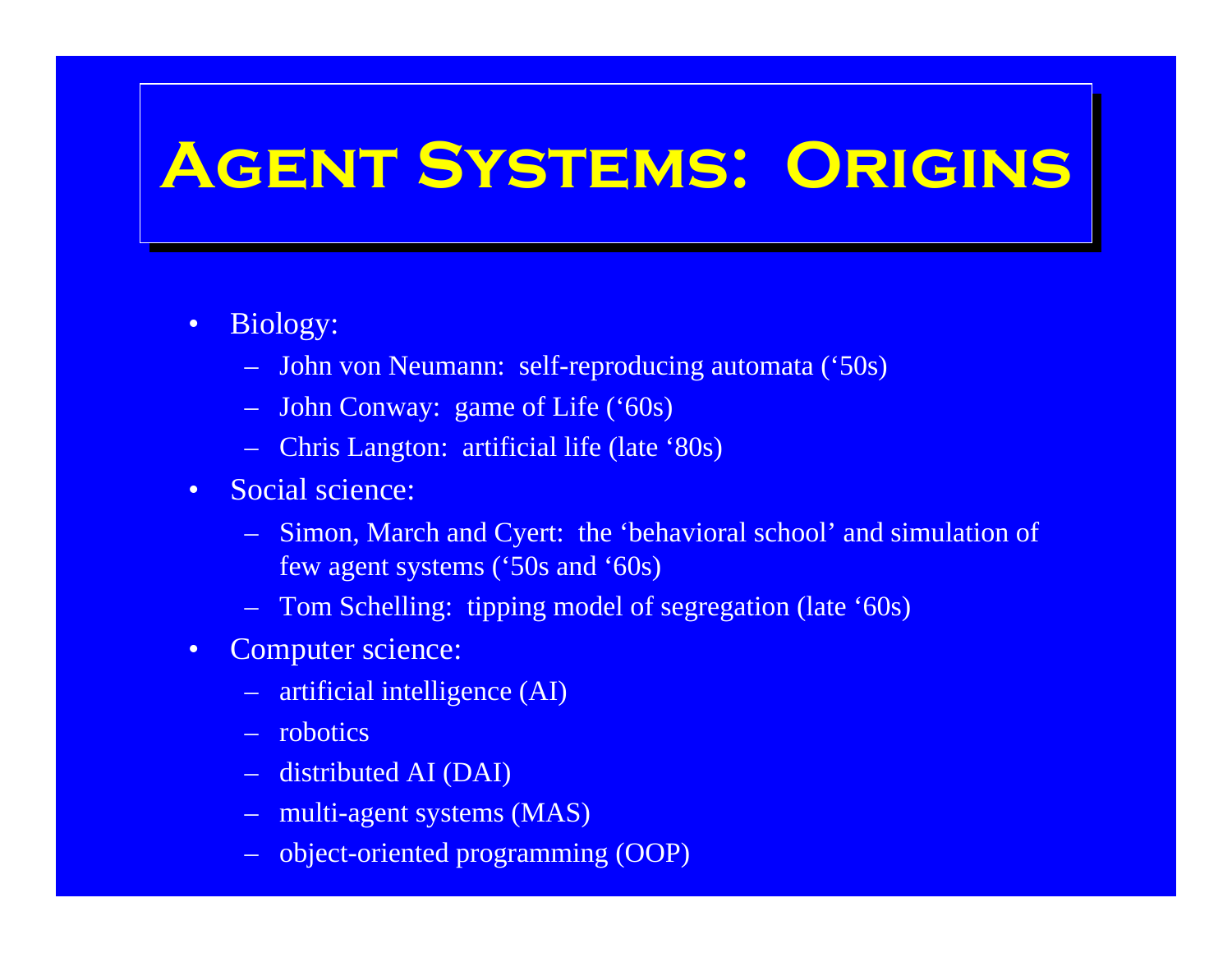# Agent Systems: Origins

- Biology:
  - John von Neumann: self-reproducing automata ('50s)
  - John Conway: game of Life ('60s)
  - Chris Langton: artificial life (late '80s)
- Social science:
  - Simon, March and Cyert: the 'behavioral school' and simulation of few agent systems ('50s and '60s)
  - Tom Schelling: tipping model of segregation (late '60s)
- Computer science:
  - artificial intelligence (AI)
  - robotics
  - distributed AI (DAI)
  - multi-agent systems (MAS)
  - object-oriented programming (OOP)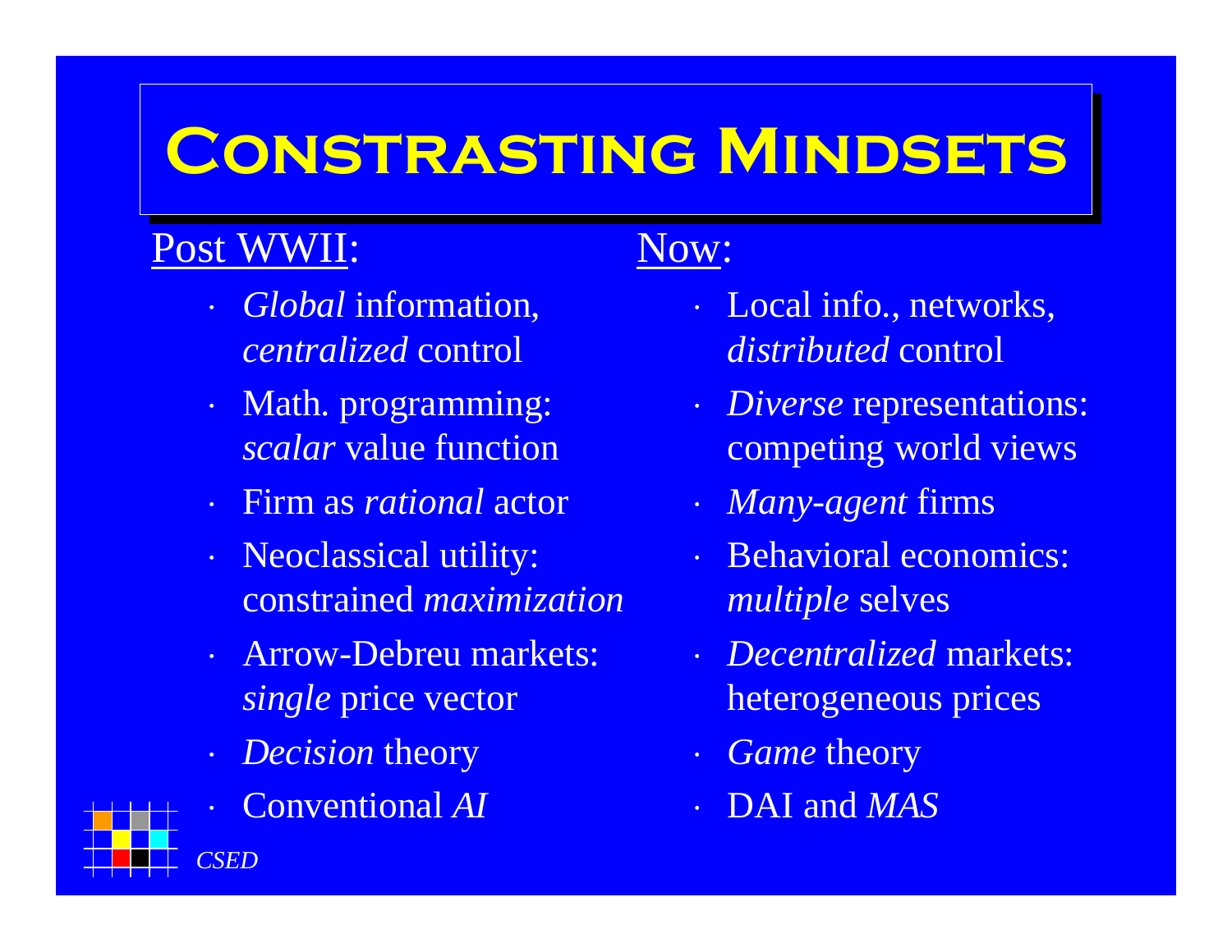# Constrasting Mindsets

**Post WWII:**

- *Global* information, *centralized* control
- Math. programming: *scalar* value function
- Firm as *rational* actor
- Neoclassical utility: constrained *maximization*
- Arrow-Debreu markets: *single* price vector
- *Decision* theory
- Conventional *AI*

**Now:**

- Local info., networks, *distributed* control
- *Diverse* representations: competing world views
- *Many-agent* firms
- Behavioral economics: *multiple* selves
- *Decentralized* markets: heterogeneous prices
- *Game* theory
- DAI and *MAS*

*CSED*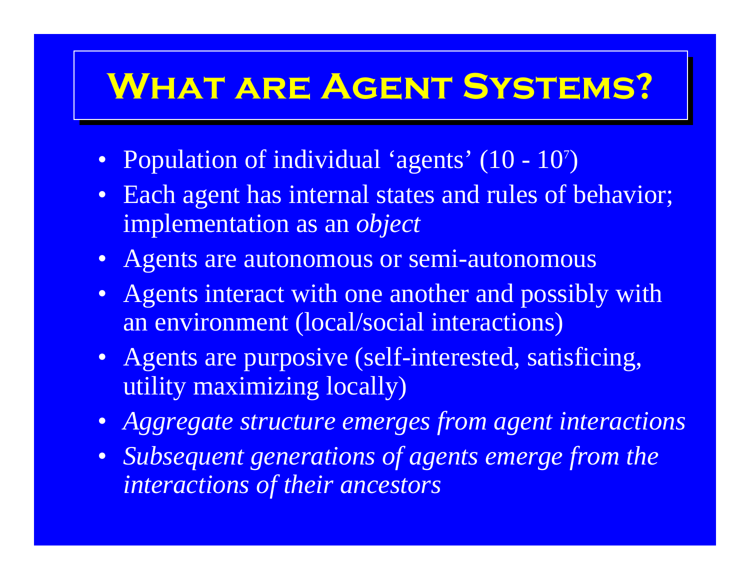# What are Agent Systems?

- Population of individual 'agents' ($10 - 10^7$)
- Each agent has internal states and rules of behavior; implementation as an *object*
- Agents are autonomous or semi-autonomous
- Agents interact with one another and possibly with an environment (local/social interactions)
- Agents are purposive (self-interested, satisficing, utility maximizing locally)
- *Aggregate structure emerges from agent interactions*
- *Subsequent generations of agents emerge from the interactions of their ancestors*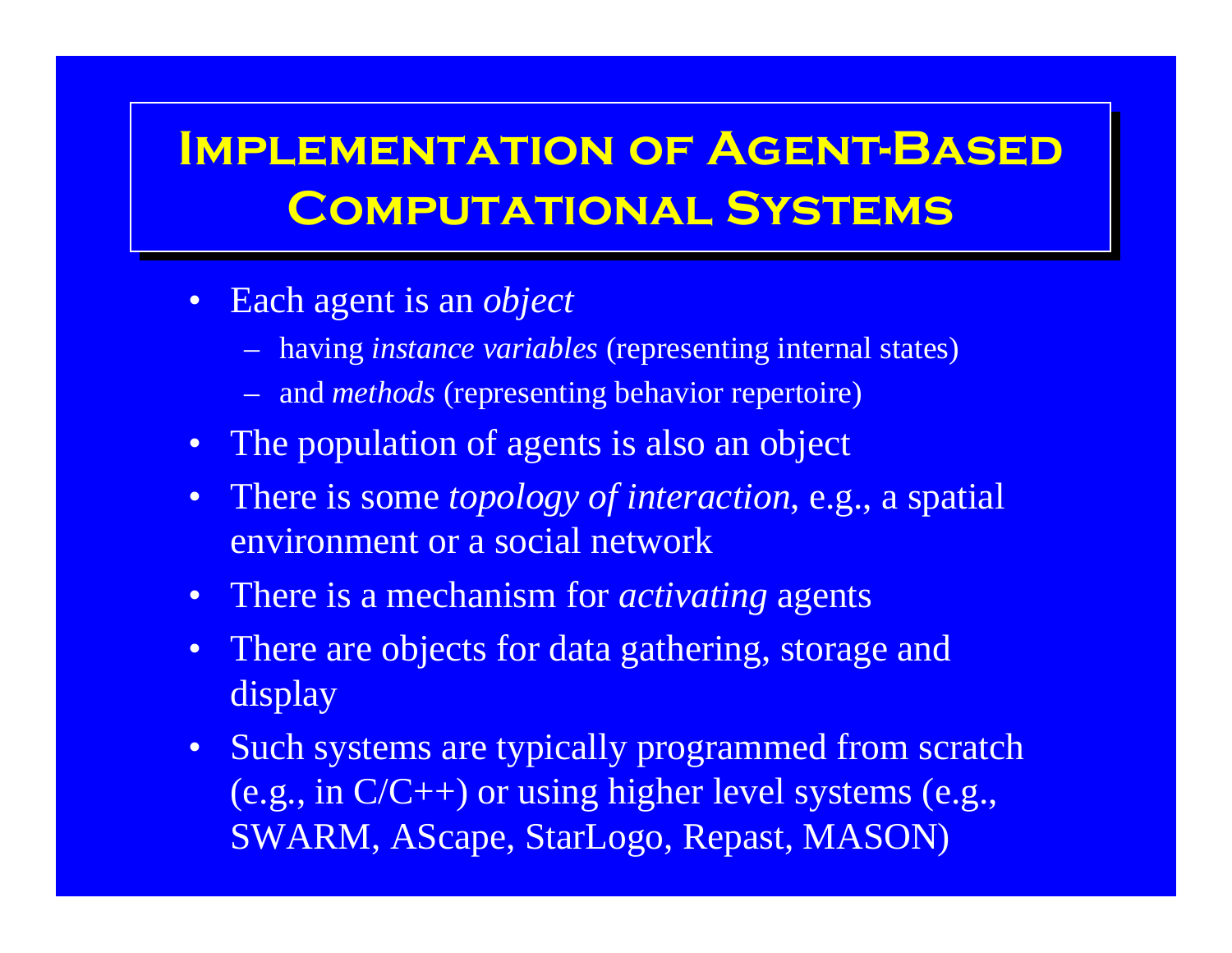# Implementation of Agent-Based Computational Systems

- Each agent is an *object*
  - having *instance variables* (representing internal states)
  - and *methods* (representing behavior repertoire)
- The population of agents is also an object
- There is some *topology of interaction*, e.g., a spatial environment or a social network
- There is a mechanism for *activating* agents
- There are objects for data gathering, storage and display
- Such systems are typically programmed from scratch (e.g., in C/C++) or using higher level systems (e.g., SWARM, AScape, StarLogo, Repast, MASON)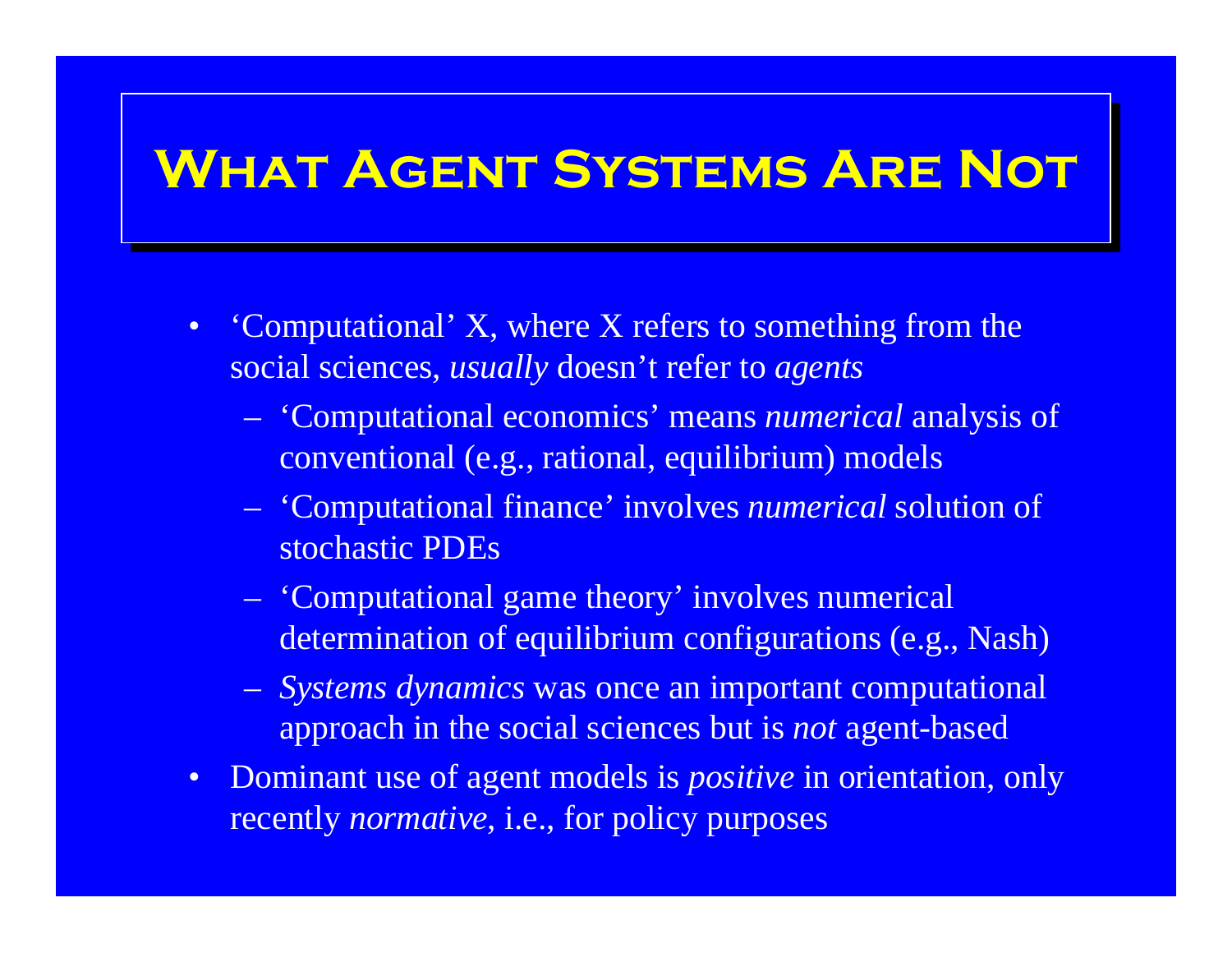# What Agent Systems Are Not

- 'Computational' X, where X refers to something from the social sciences, *usually* doesn't refer to *agents*
  - 'Computational economics' means *numerical* analysis of conventional (e.g., rational, equilibrium) models
  - 'Computational finance' involves *numerical* solution of stochastic PDEs
  - 'Computational game theory' involves numerical determination of equilibrium configurations (e.g., Nash)
  - *Systems dynamics* was once an important computational approach in the social sciences but is *not* agent-based
- Dominant use of agent models is *positive* in orientation, only recently *normative*, i.e., for policy purposes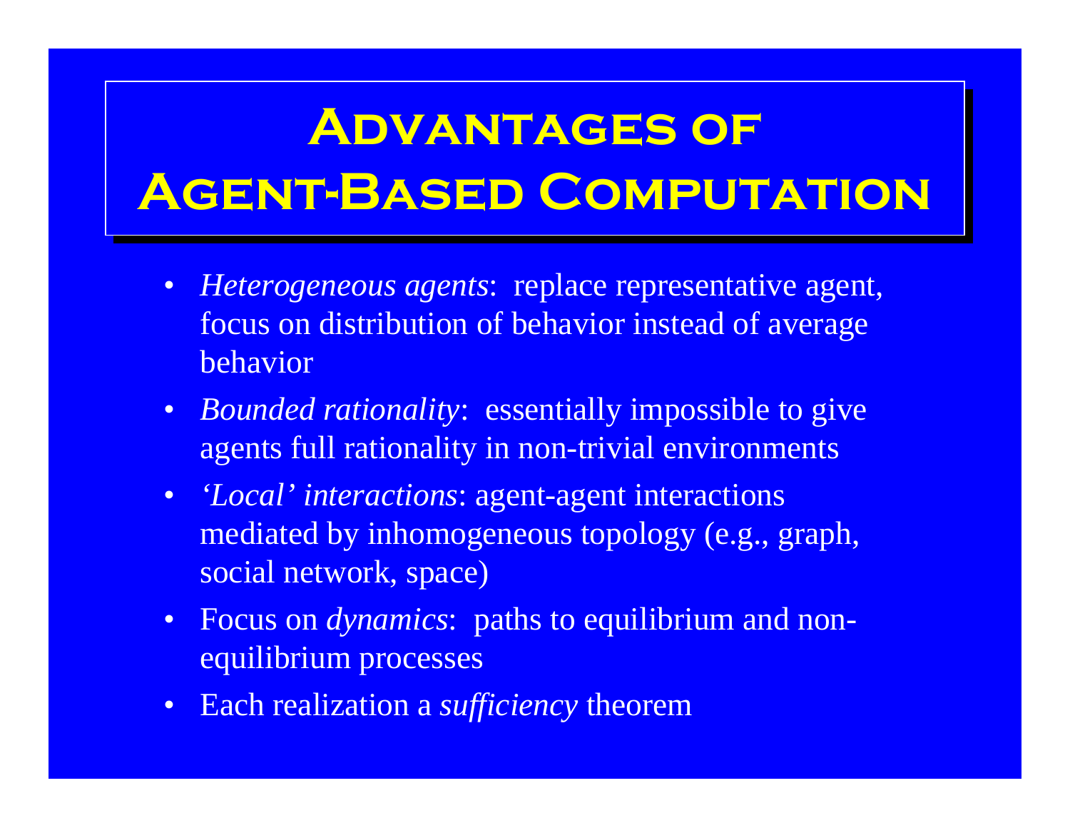# Advantages of Agent-Based Computation

- *Heterogeneous agents*: replace representative agent, focus on distribution of behavior instead of average behavior
- *Bounded rationality*: essentially impossible to give agents full rationality in non-trivial environments
- *'Local' interactions*: agent-agent interactions mediated by inhomogeneous topology (e.g., graph, social network, space)
- Focus on *dynamics*: paths to equilibrium and non-equilibrium processes
- Each realization a *sufficiency* theorem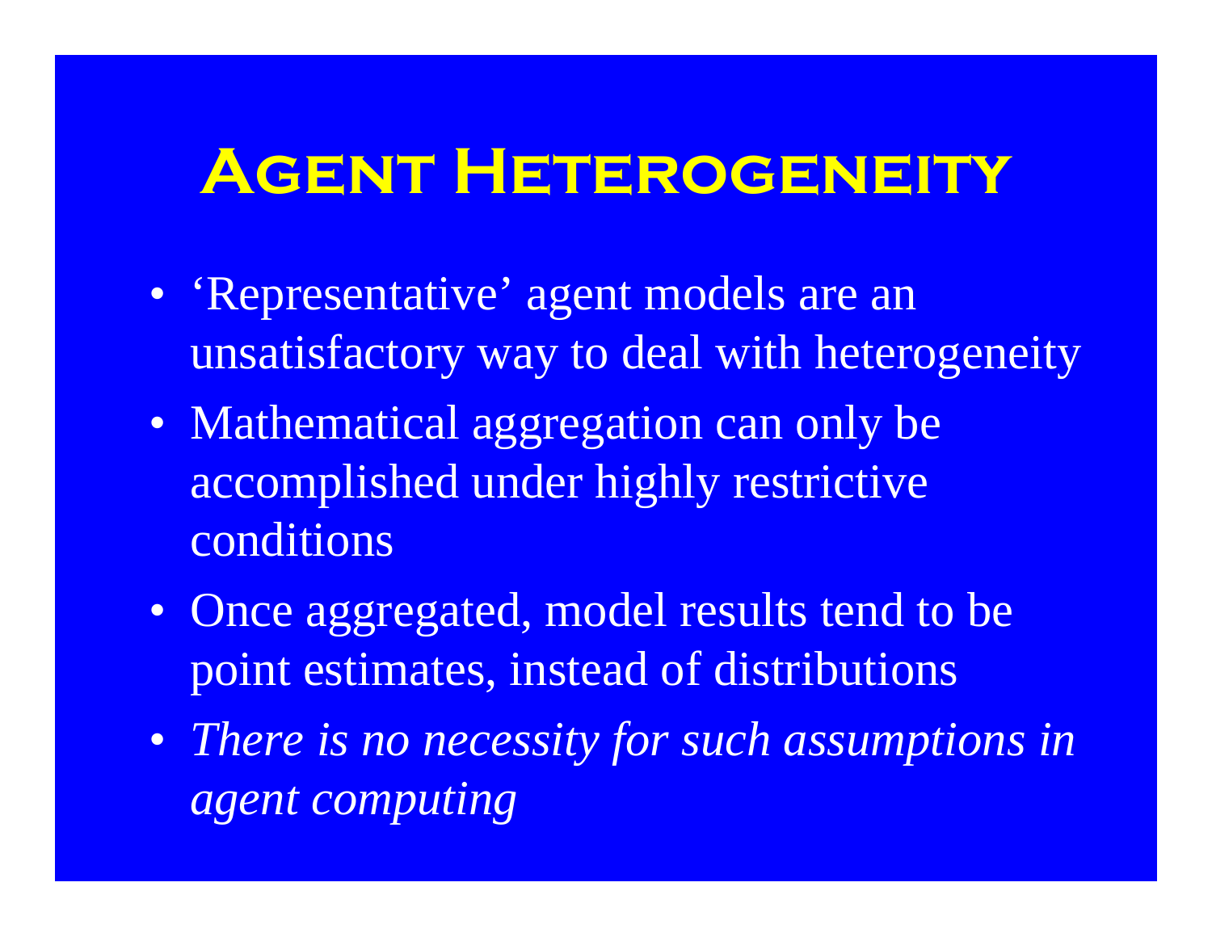# Agent Heterogeneity

- ‘Representative’ agent models are an unsatisfactory way to deal with heterogeneity
- Mathematical aggregation can only be accomplished under highly restrictive conditions
- Once aggregated, model results tend to be point estimates, instead of distributions
- *There is no necessity for such assumptions in agent computing*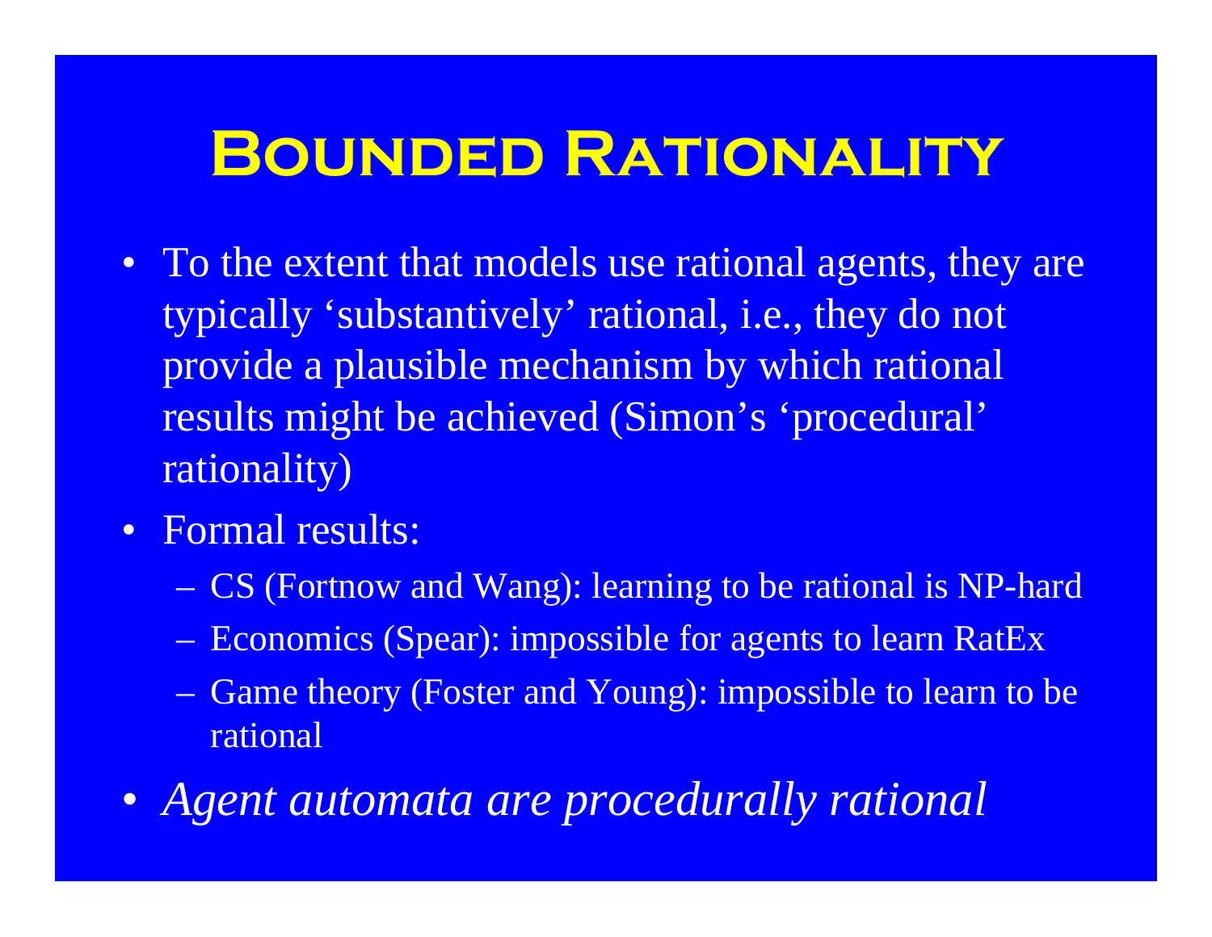# Bounded Rationality

- To the extent that models use rational agents, they are typically 'substantively' rational, i.e., they do not provide a plausible mechanism by which rational results might be achieved (Simon's 'procedural' rationality)
- Formal results:
  - CS (Fortnow and Wang): learning to be rational is NP-hard
  - Economics (Spear): impossible for agents to learn RatEx
  - Game theory (Foster and Young): impossible to learn to be rational
- *Agent automata are procedurally rational*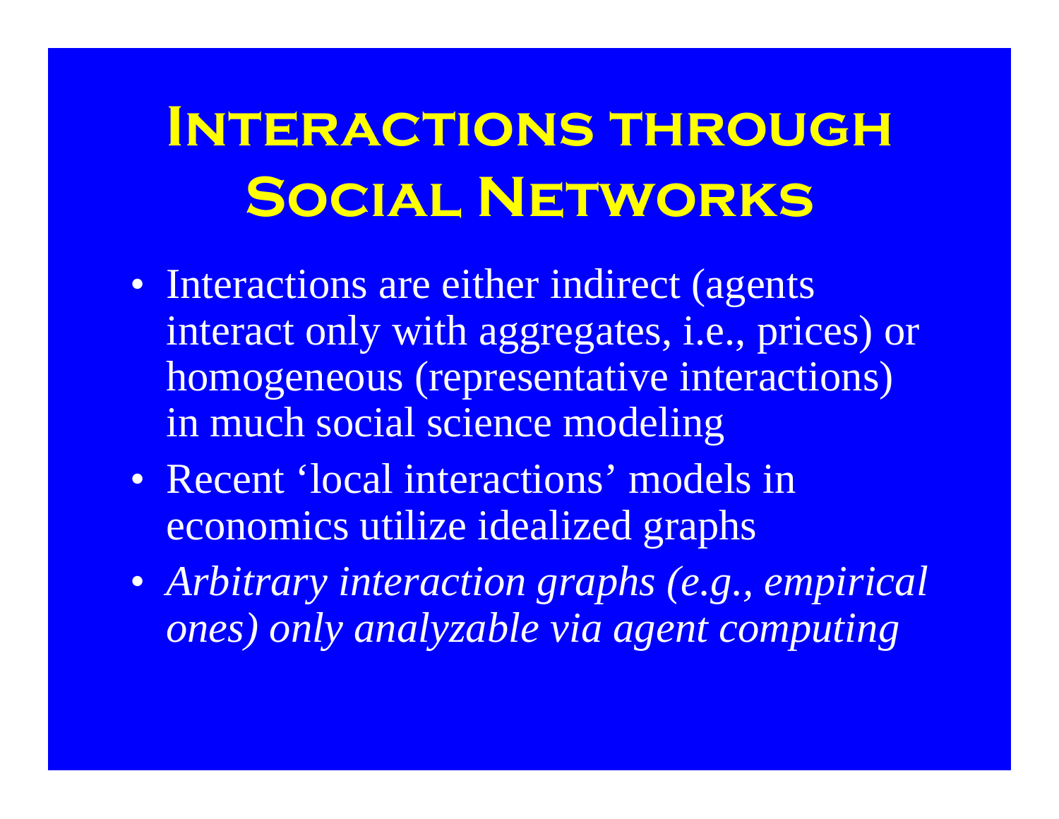# Interactions through Social Networks

- Interactions are either indirect (agents interact only with aggregates, i.e., prices) or homogeneous (representative interactions) in much social science modeling
- Recent 'local interactions' models in economics utilize idealized graphs
- *Arbitrary interaction graphs (e.g., empirical ones) only analyzable via agent computing*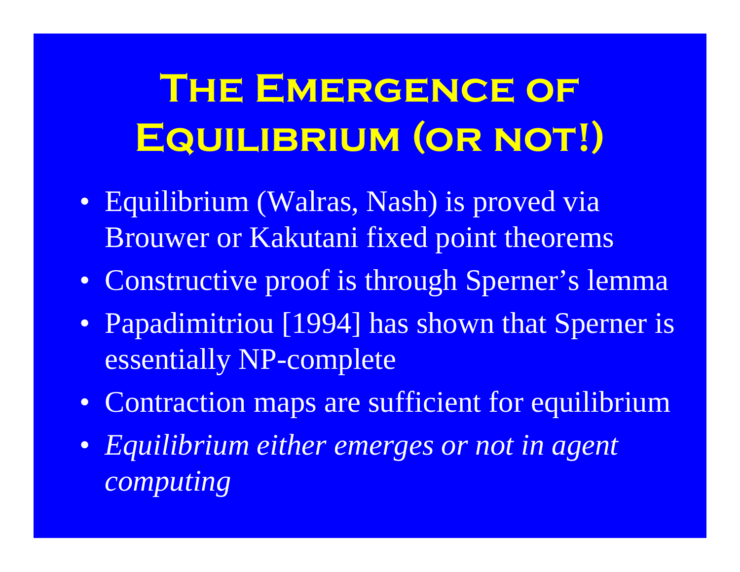# The Emergence of Equilibrium (or not!)

- Equilibrium (Walras, Nash) is proved via Brouwer or Kakutani fixed point theorems
- Constructive proof is through Sperner's lemma
- Papadimitriou [1994] has shown that Sperner is essentially NP-complete
- Contraction maps are sufficient for equilibrium
- *Equilibrium either emerges or not in agent computing*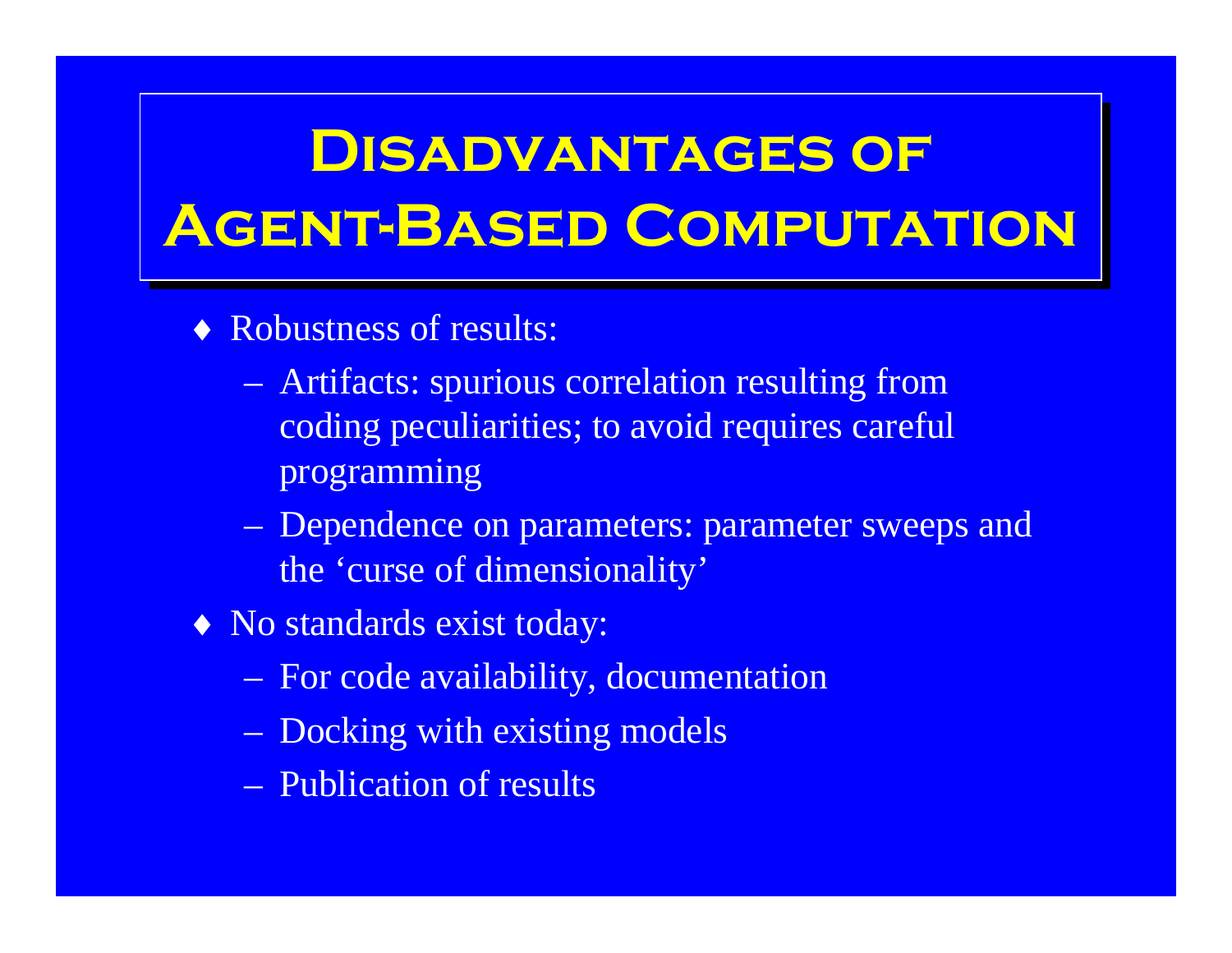# Disadvantages of Agent-Based Computation

- Robustness of results:
  - Artifacts: spurious correlation resulting from coding peculiarities; to avoid requires careful programming
  - Dependence on parameters: parameter sweeps and the 'curse of dimensionality'
- No standards exist today:
  - For code availability, documentation
  - Docking with existing models
  - Publication of results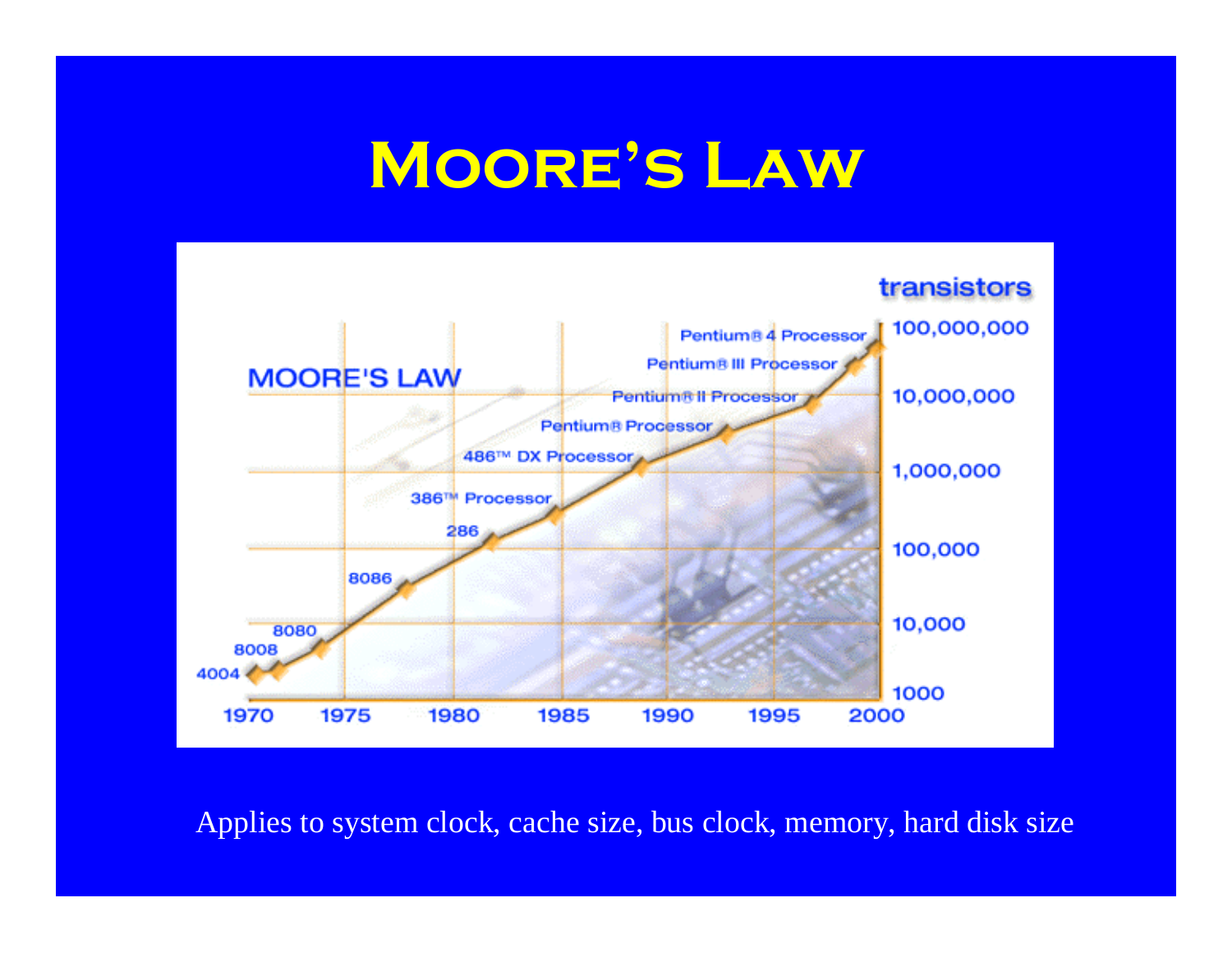# Moore's Law

Applies to system clock, cache size, bus clock, memory, hard disk size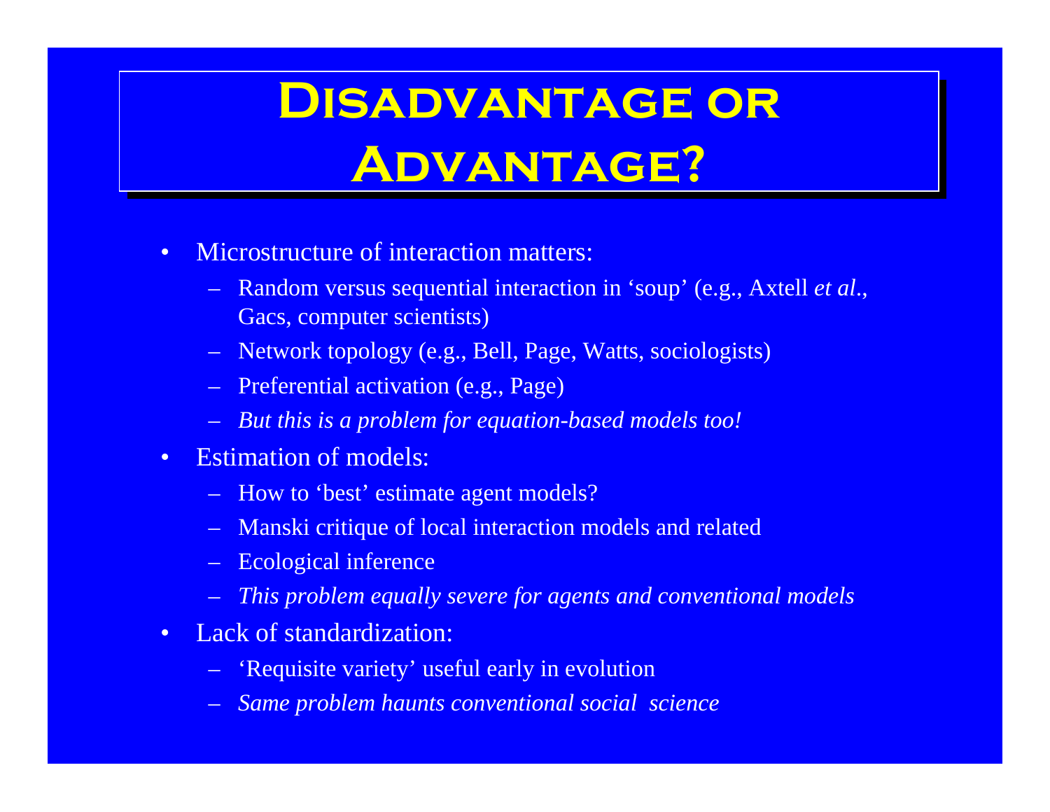# Disadvantage or Advantage?

- Microstructure of interaction matters:
  - Random versus sequential interaction in ‘soup’ (e.g., Axtell *et al*., Gacs, computer scientists)
  - Network topology (e.g., Bell, Page, Watts, sociologists)
  - Preferential activation (e.g., Page)
  - *But this is a problem for equation-based models too!*
- Estimation of models:
  - How to ‘best’ estimate agent models?
  - Manski critique of local interaction models and related
  - Ecological inference
  - *This problem equally severe for agents and conventional models*
- Lack of standardization:
  - ‘Requisite variety’ useful early in evolution
  - *Same problem haunts conventional social science*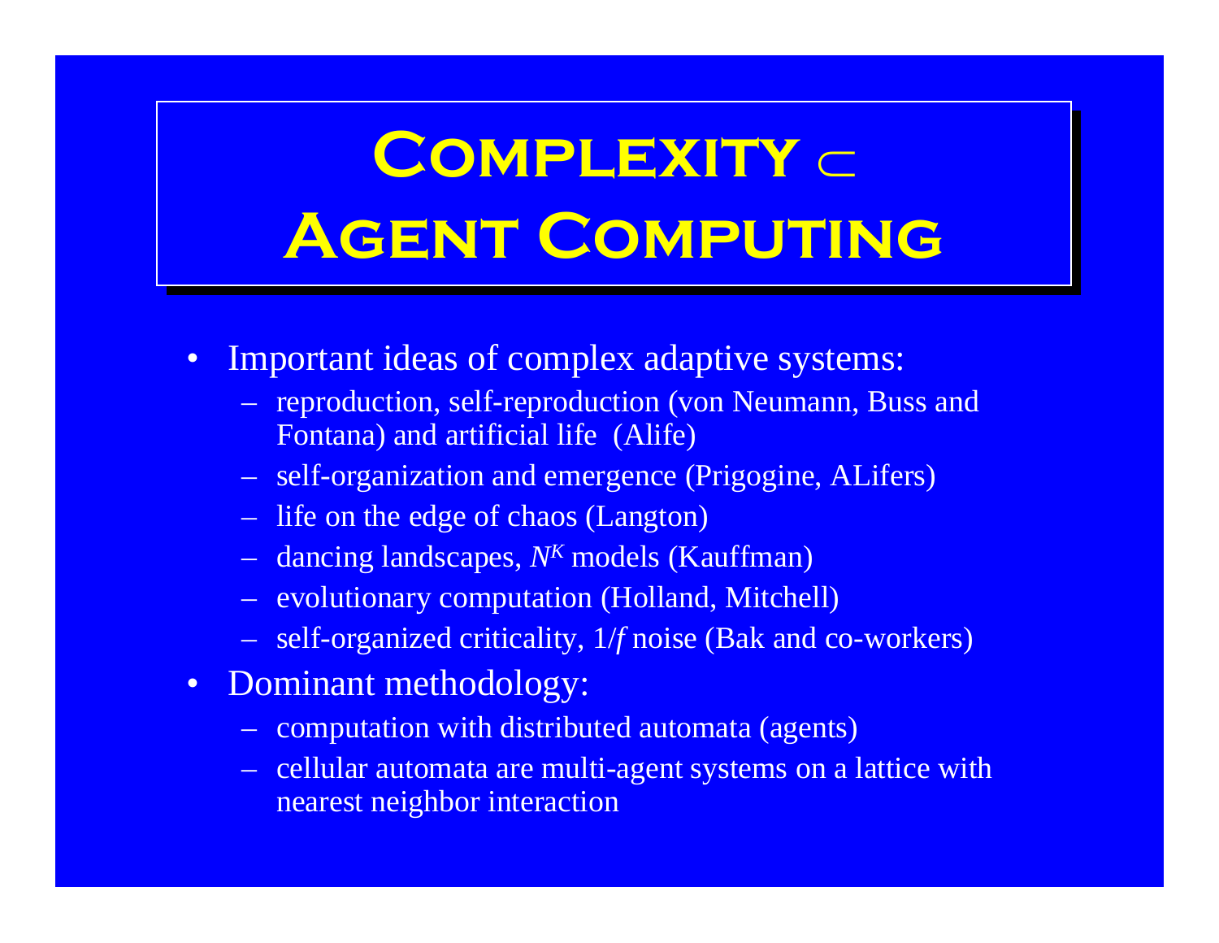# Complexity ⊂ Agent Computing

- Important ideas of complex adaptive systems:
  - reproduction, self-reproduction (von Neumann, Buss and Fontana) and artificial life (Alife)
  - self-organization and emergence (Prigogine, ALifers)
  - life on the edge of chaos (Langton)
  - dancing landscapes, $N^K$ models (Kauffman)
  - evolutionary computation (Holland, Mitchell)
  - self-organized criticality, $1/f$ noise (Bak and co-workers)
- Dominant methodology:
  - computation with distributed automata (agents)
  - cellular automata are multi-agent systems on a lattice with nearest neighbor interaction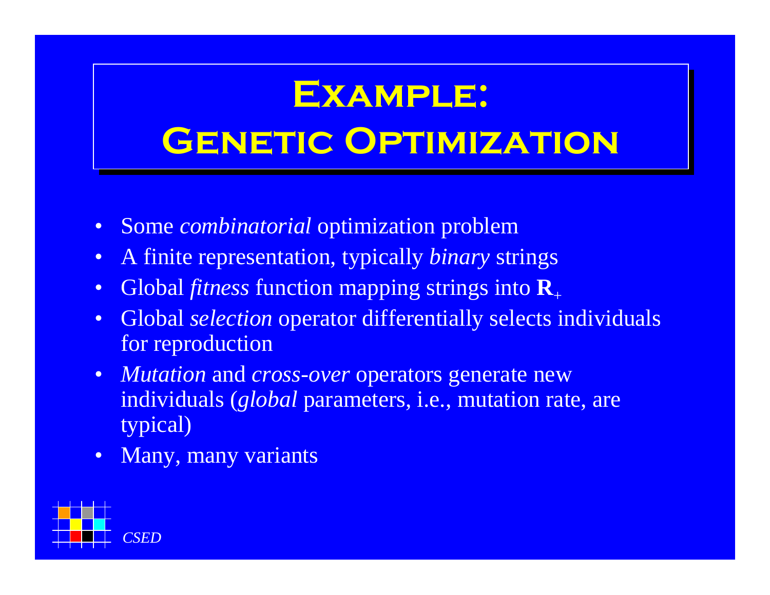# Example: Genetic Optimization

- Some *combinatorial* optimization problem
- A finite representation, typically *binary* strings
- Global *fitness* function mapping strings into $\mathbf{R}_+$
- Global *selection* operator differentially selects individuals for reproduction
- *Mutation* and *cross-over* operators generate new individuals (*global* parameters, i.e., mutation rate, are typical)
- Many, many variants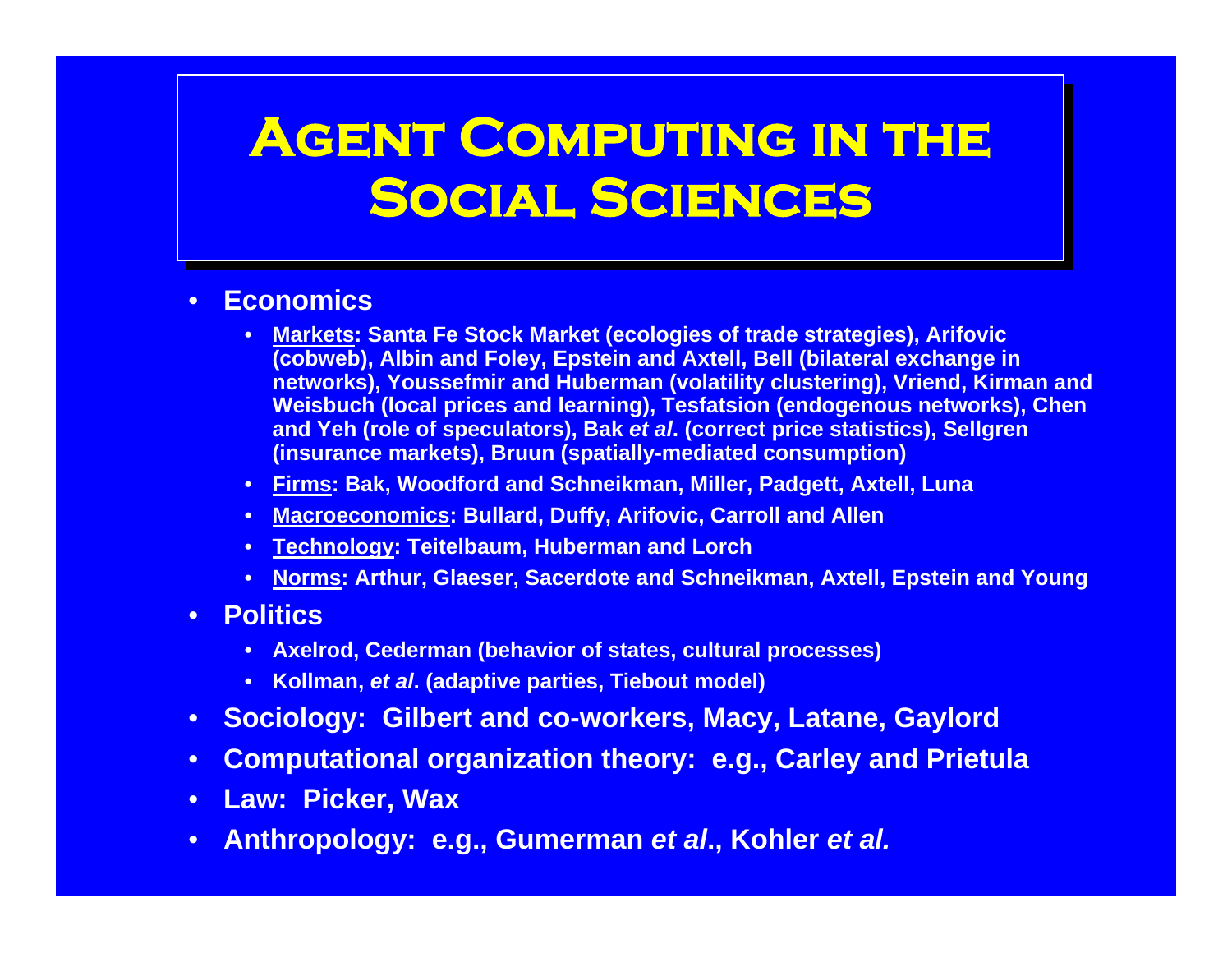# Agent Computing in the Social Sciences

- **Economics**
  - **Markets: Santa Fe Stock Market (ecologies of trade strategies), Arifovic (cobweb), Albin and Foley, Epstein and Axtell, Bell (bilateral exchange in networks), Youssefmir and Huberman (volatility clustering), Vriend, Kirman and Weisbuch (local prices and learning), Tesfatsion (endogenous networks), Chen and Yeh (role of speculators), Bak *et al*. (correct price statistics), Sellgren (insurance markets), Bruun (spatially-mediated consumption)**
  - **Firms: Bak, Woodford and Schneikman, Miller, Padgett, Axtell, Luna**
  - **Macroeconomics: Bullard, Duffy, Arifovic, Carroll and Allen**
  - **Technology: Teitelbaum, Huberman and Lorch**
  - **Norms: Arthur, Glaeser, Sacerdote and Schneikman, Axtell, Epstein and Young**
- **Politics**
  - **Axelrod, Cederman (behavior of states, cultural processes)**
  - **Kollman, *et al*. (adaptive parties, Tiebout model)**
- **Sociology: Gilbert and co-workers, Macy, Latane, Gaylord**
- **Computational organization theory: e.g., Carley and Prietula**
- **Law: Picker, Wax**
- **Anthropology: e.g., Gumerman *et al*., Kohler *et al.***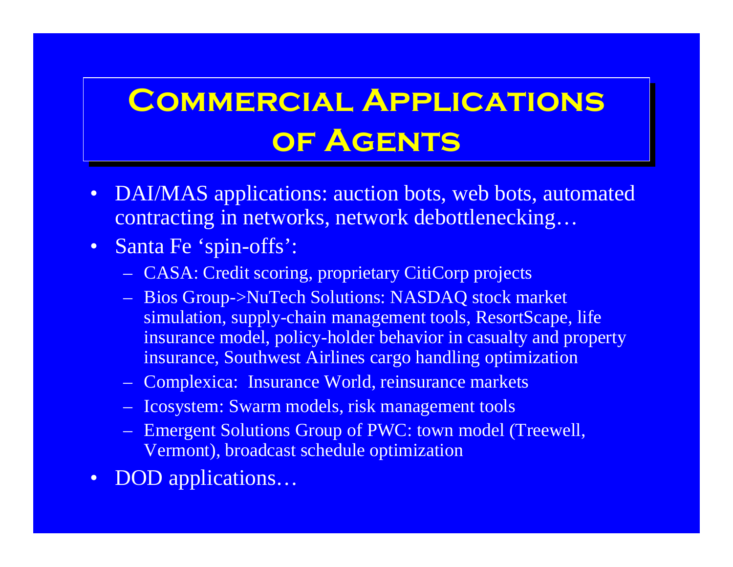# Commercial Applications of Agents

- DAI/MAS applications: auction bots, web bots, automated contracting in networks, network debottlenecking…
- Santa Fe 'spin-offs':
  - CASA: Credit scoring, proprietary CitiCorp projects
  - Bios Group->NuTech Solutions: NASDAQ stock market simulation, supply-chain management tools, ResortScape, life insurance model, policy-holder behavior in casualty and property insurance, Southwest Airlines cargo handling optimization
  - Complexica: Insurance World, reinsurance markets
  - Icosystem: Swarm models, risk management tools
  - Emergent Solutions Group of PWC: town model (Treewell, Vermont), broadcast schedule optimization
- DOD applications…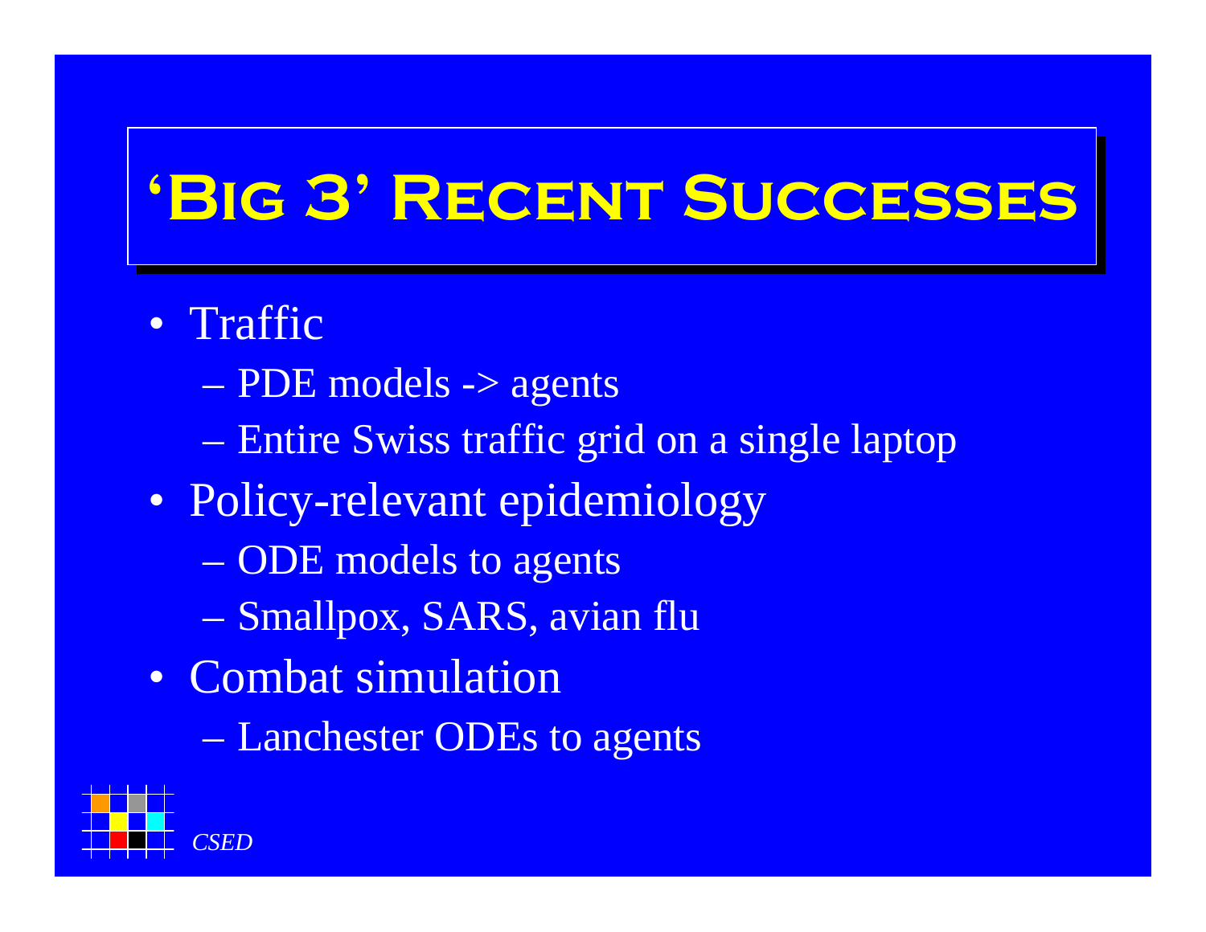# 'Big 3' Recent Successes

- Traffic
  - PDE models -> agents
  - Entire Swiss traffic grid on a single laptop
- Policy-relevant epidemiology
  - ODE models to agents
  - Smallpox, SARS, avian flu
- Combat simulation
  - Lanchester ODEs to agents

*CSED*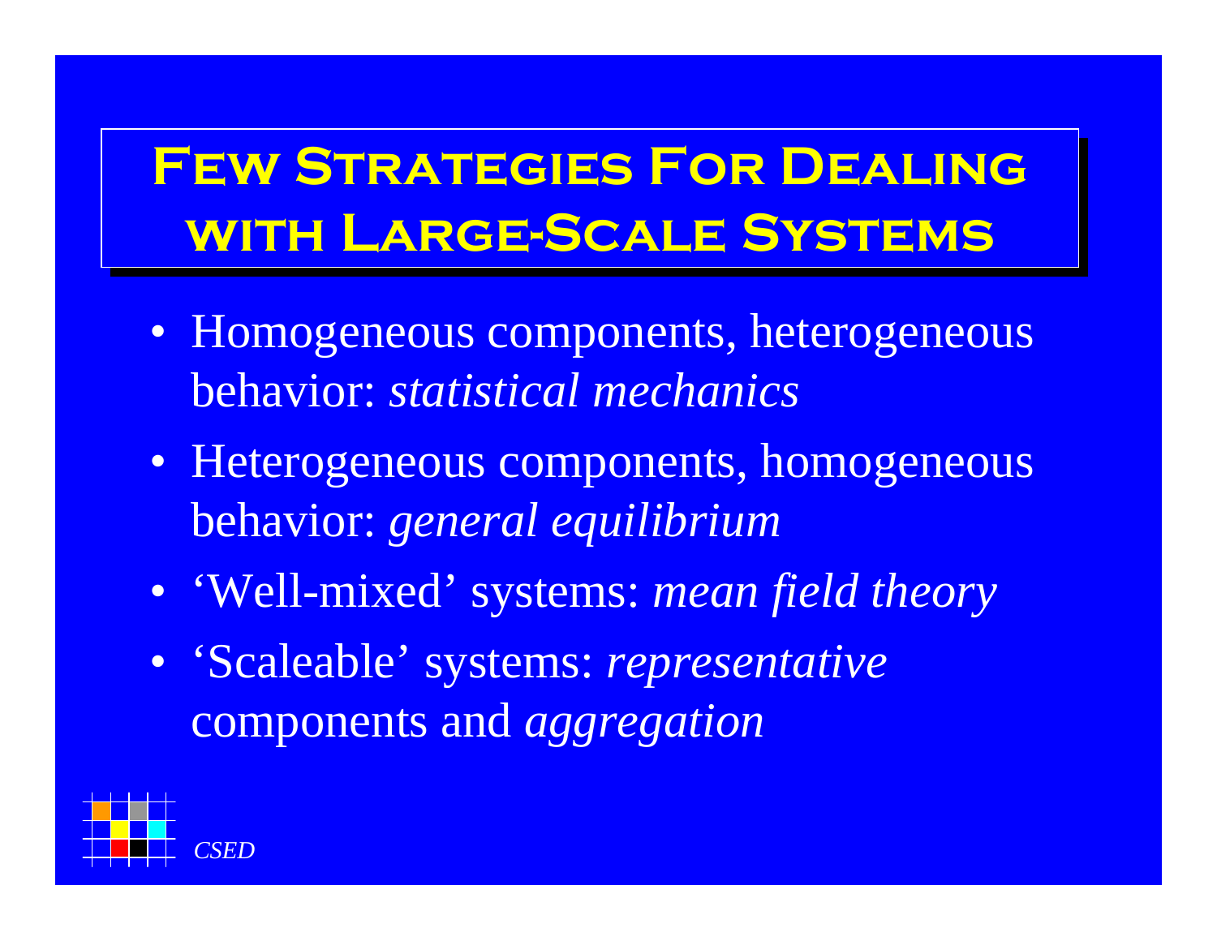# Few Strategies For Dealing with Large-Scale Systems

- Homogeneous components, heterogeneous behavior: *statistical mechanics*
- Heterogeneous components, homogeneous behavior: *general equilibrium*
- 'Well-mixed' systems: *mean field theory*
- 'Scaleable' systems: *representative* components and *aggregation*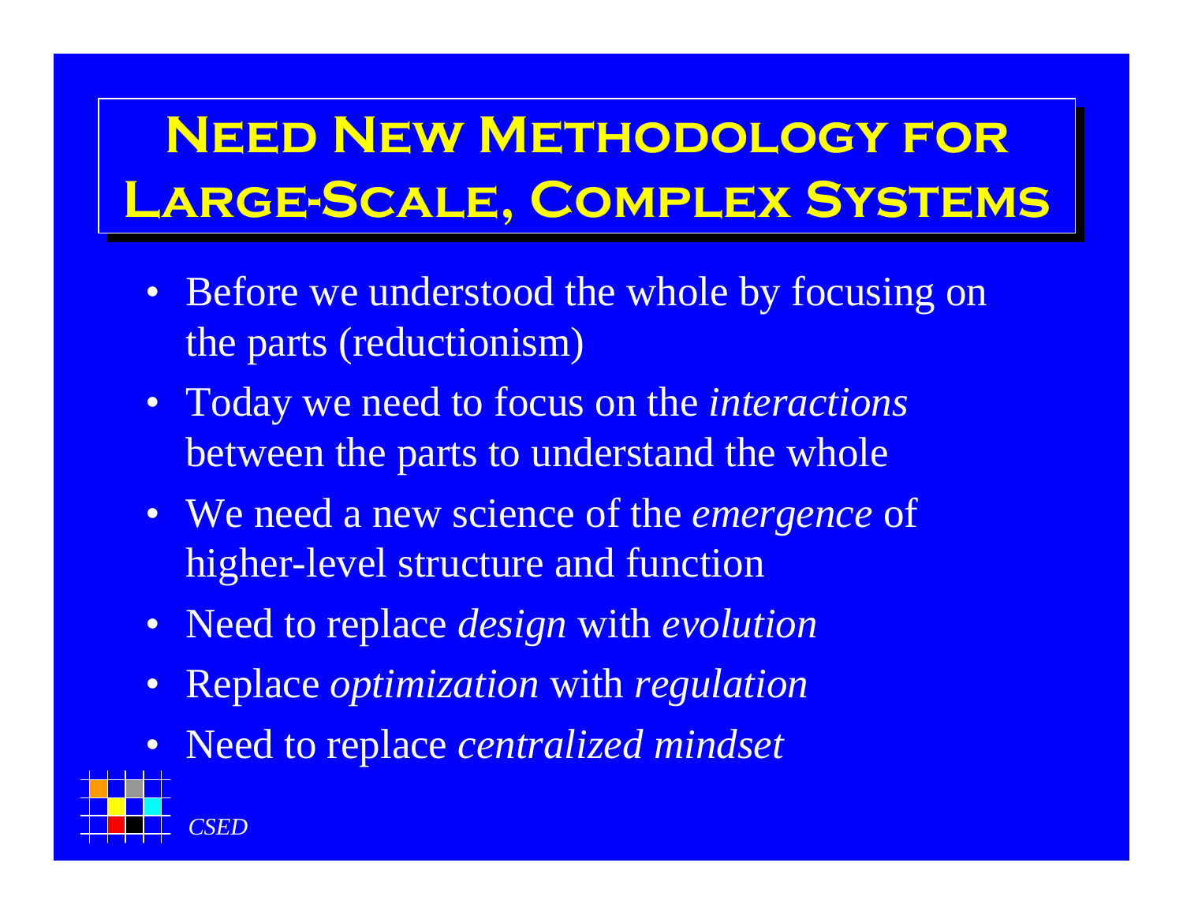# Need New Methodology for Large-Scale, Complex Systems

- Before we understood the whole by focusing on the parts (reductionism)
- Today we need to focus on the *interactions* between the parts to understand the whole
- We need a new science of the *emergence* of higher-level structure and function
- Need to replace *design* with *evolution*
- Replace *optimization* with *regulation*
- Need to replace *centralized mindset*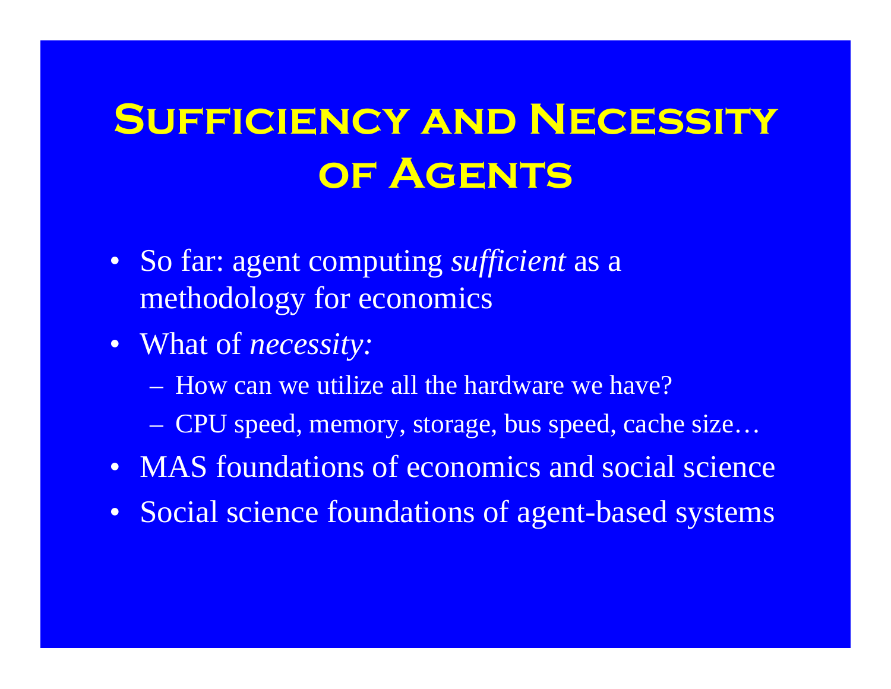# Sufficiency and Necessity of Agents

- So far: agent computing *sufficient* as a methodology for economics
- What of *necessity:*
  - How can we utilize all the hardware we have?
  - CPU speed, memory, storage, bus speed, cache size…
- MAS foundations of economics and social science
- Social science foundations of agent-based systems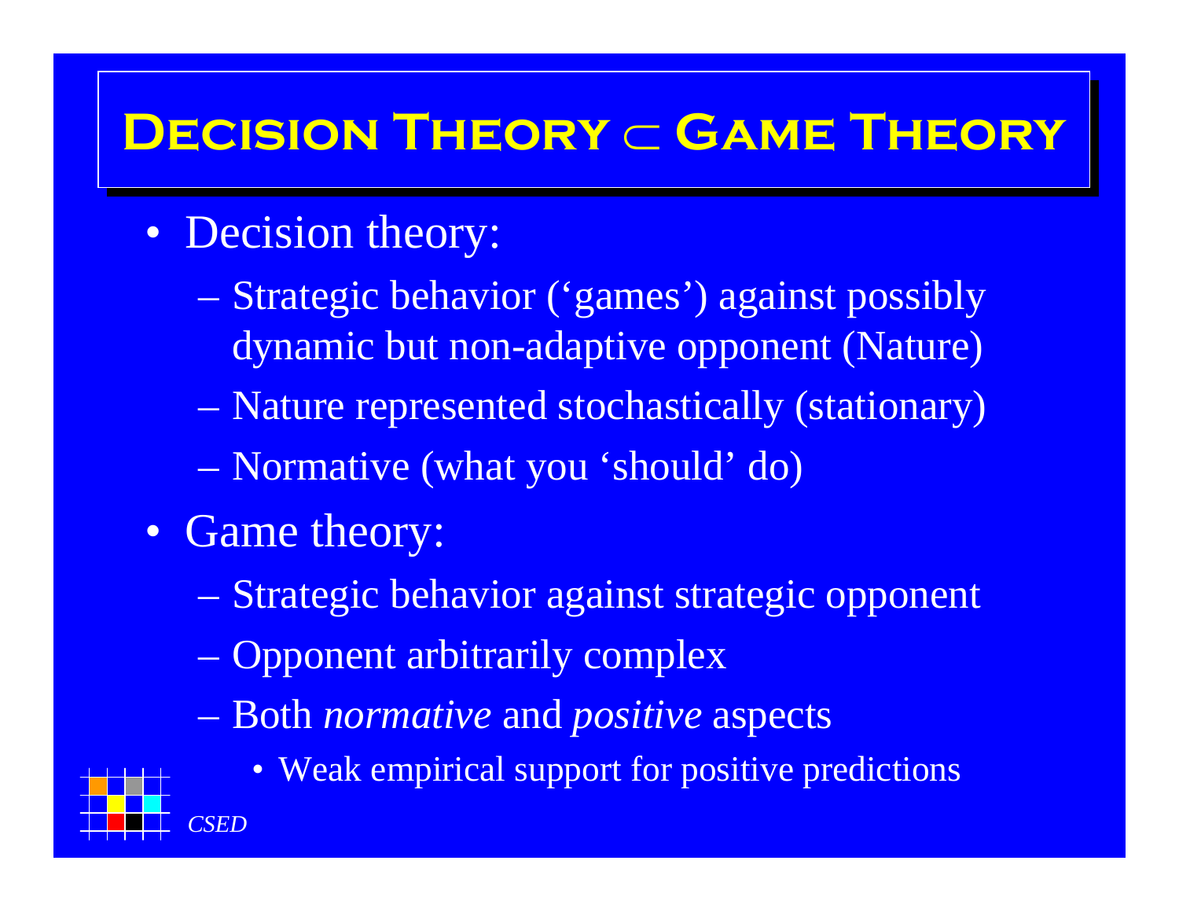# Decision Theory $\subset$ Game Theory

- Decision theory:
  - Strategic behavior ('games') against possibly dynamic but non-adaptive opponent (Nature)
  - Nature represented stochastically (stationary)
  - Normative (what you 'should' do)
- Game theory:
  - Strategic behavior against strategic opponent
  - Opponent arbitrarily complex
  - Both *normative* and *positive* aspects
    - Weak empirical support for positive predictions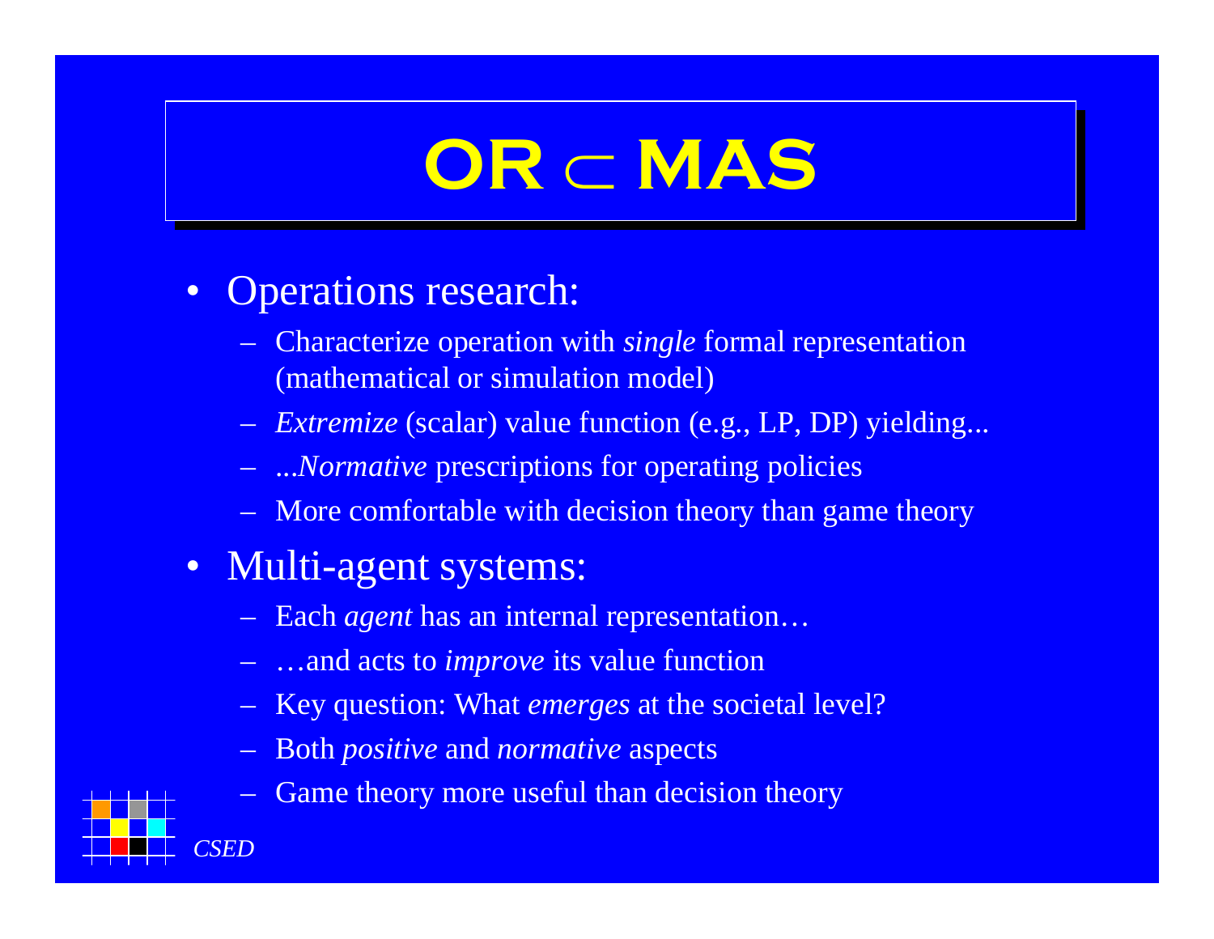# OR $\subset$ MAS

- Operations research:
  - Characterize operation with *single* formal representation (mathematical or simulation model)
  - *Extremize* (scalar) value function (e.g., LP, DP) yielding...
  - ...*Normative* prescriptions for operating policies
  - More comfortable with decision theory than game theory
- Multi-agent systems:
  - Each *agent* has an internal representation…
  - …and acts to *improve* its value function
  - Key question: What *emerges* at the societal level?
  - Both *positive* and *normative* aspects
  - Game theory more useful than decision theory

*CSED*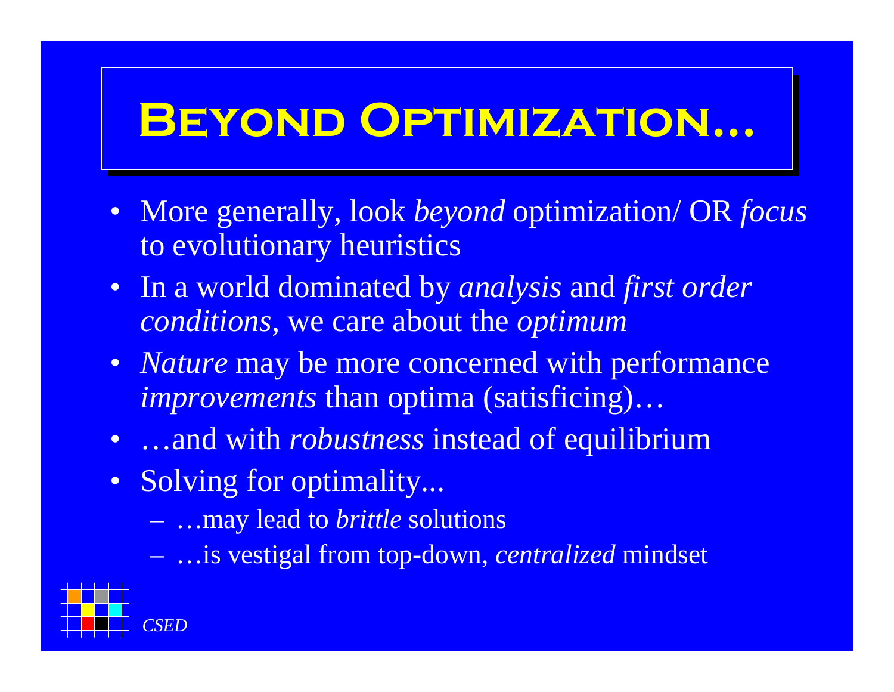# Beyond Optimization…

- More generally, look *beyond* optimization/ OR *focus* to evolutionary heuristics
- In a world dominated by *analysis* and *first order conditions*, we care about the *optimum*
- *Nature* may be more concerned with performance *improvements* than optima (satisficing)…
- …and with *robustness* instead of equilibrium
- Solving for optimality...
  - …may lead to *brittle* solutions
  - …is vestigal from top-down, *centralized* mindset

*CSED*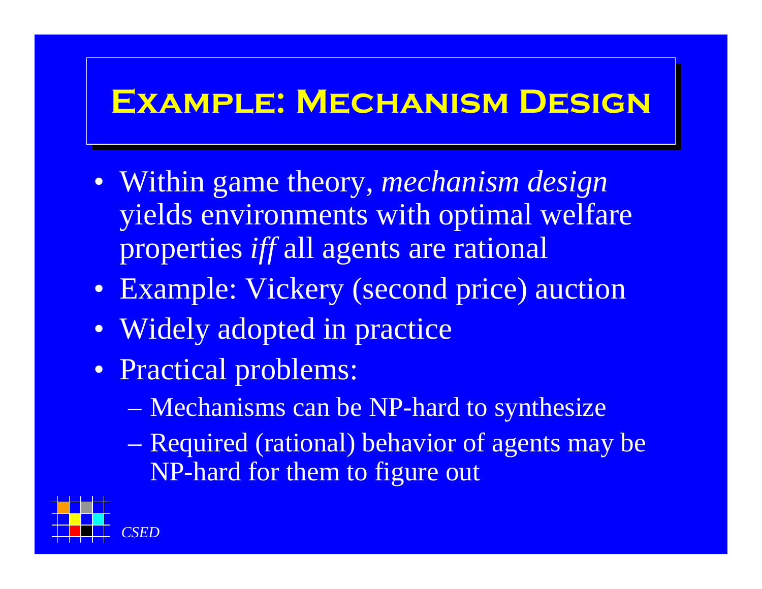# Example: Mechanism Design

- Within game theory, *mechanism design* yields environments with optimal welfare properties *iff* all agents are rational
- Example: Vickery (second price) auction
- Widely adopted in practice
- Practical problems:
  - Mechanisms can be NP-hard to synthesize
  - Required (rational) behavior of agents may be NP-hard for them to figure out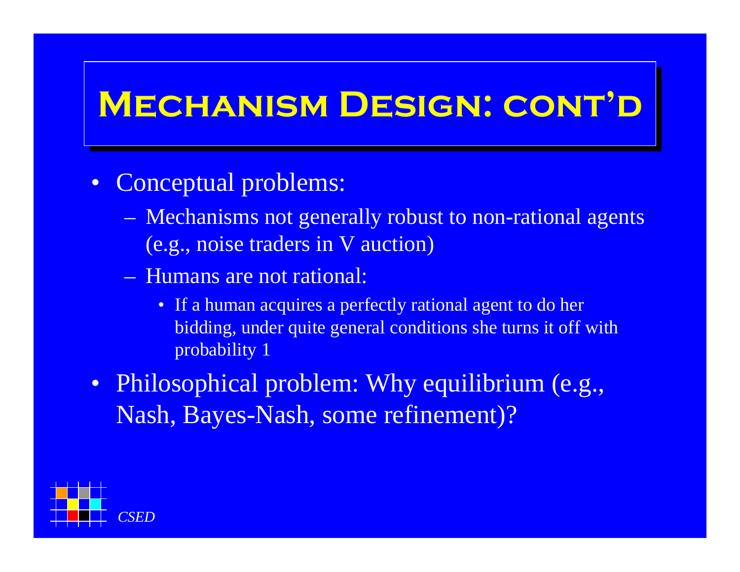# Mechanism Design: cont'd

- Conceptual problems:
  - Mechanisms not generally robust to non-rational agents (e.g., noise traders in V auction)
  - Humans are not rational:
    - If a human acquires a perfectly rational agent to do her bidding, under quite general conditions she turns it off with probability 1
- Philosophical problem: Why equilibrium (e.g., Nash, Bayes-Nash, some refinement)?

*CSED*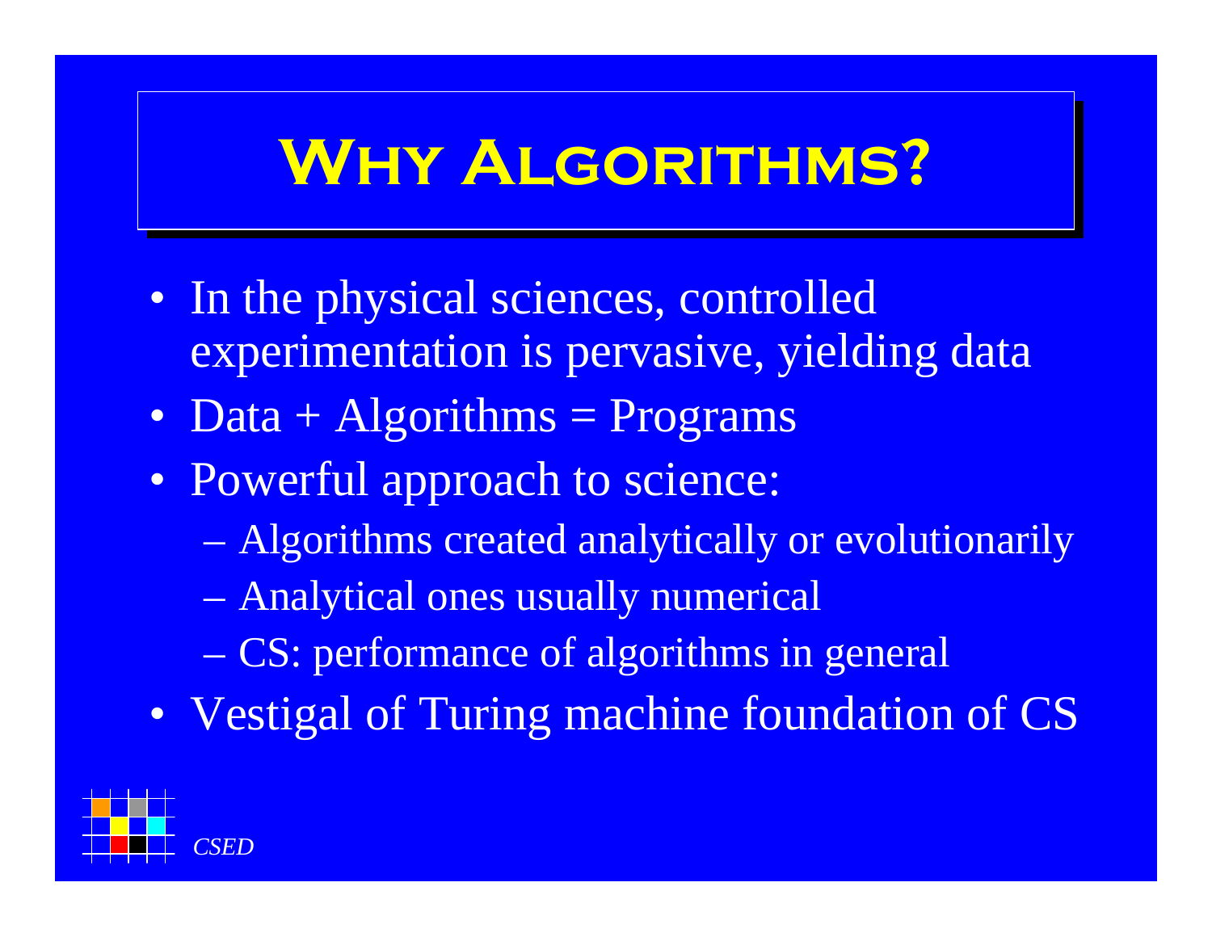# Why Algorithms?

- In the physical sciences, controlled experimentation is pervasive, yielding data
- Data + Algorithms = Programs
- Powerful approach to science:
  - Algorithms created analytically or evolutionarily
  - Analytical ones usually numerical
  - CS: performance of algorithms in general
- Vestigal of Turing machine foundation of CS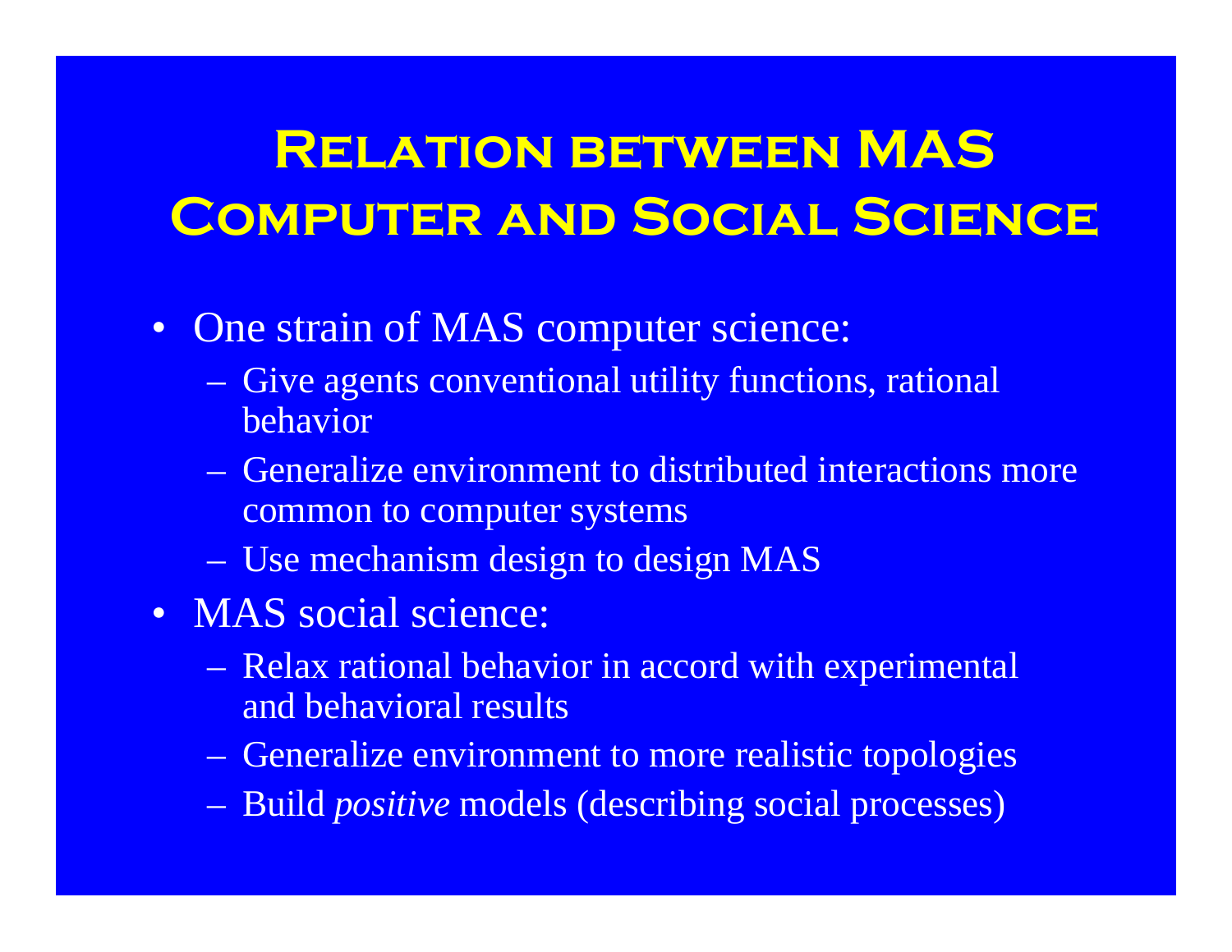# Relation between MAS Computer and Social Science

- One strain of MAS computer science:
  - Give agents conventional utility functions, rational behavior
  - Generalize environment to distributed interactions more common to computer systems
  - Use mechanism design to design MAS
- MAS social science:
  - Relax rational behavior in accord with experimental and behavioral results
  - Generalize environment to more realistic topologies
  - Build *positive* models (describing social processes)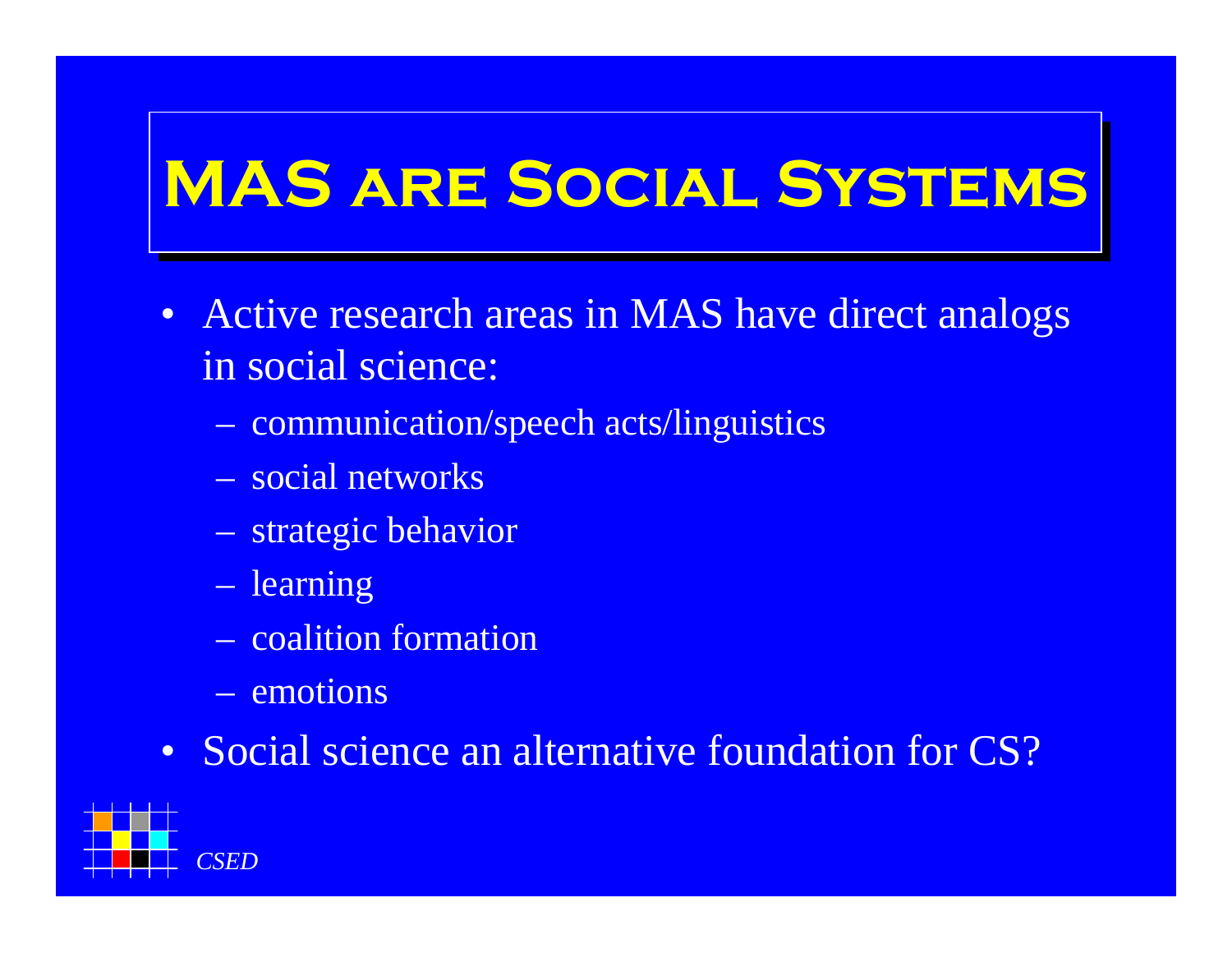# MAS are Social Systems

- Active research areas in MAS have direct analogs in social science:
  - communication/speech acts/linguistics
  - social networks
  - strategic behavior
  - learning
  - coalition formation
  - emotions
- Social science an alternative foundation for CS?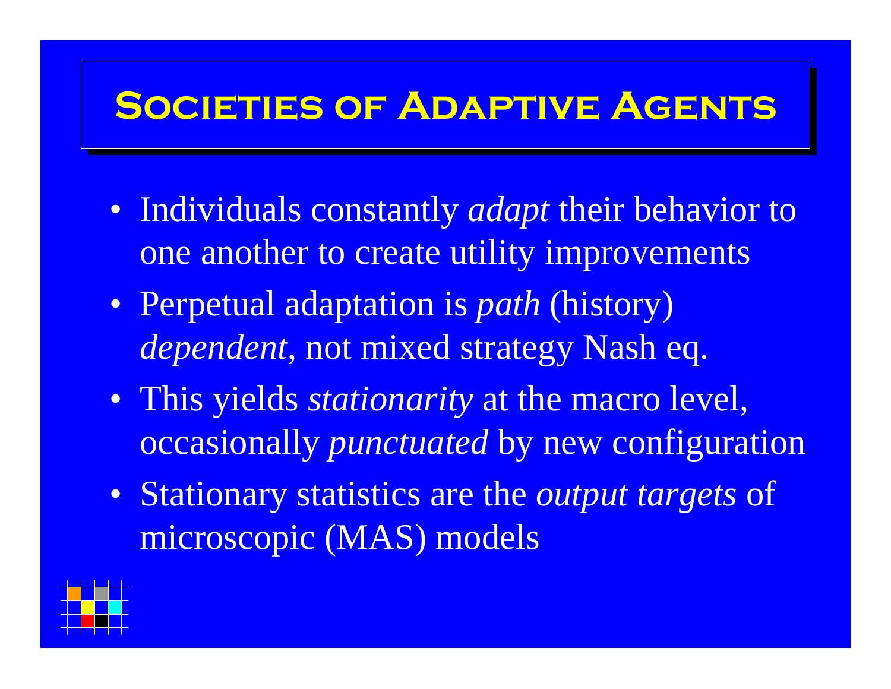# Societies of Adaptive Agents

- Individuals constantly *adapt* their behavior to one another to create utility improvements
- Perpetual adaptation is *path* (history) *dependent*, not mixed strategy Nash eq.
- This yields *stationarity* at the macro level, occasionally *punctuated* by new configuration
- Stationary statistics are the *output targets* of microscopic (MAS) models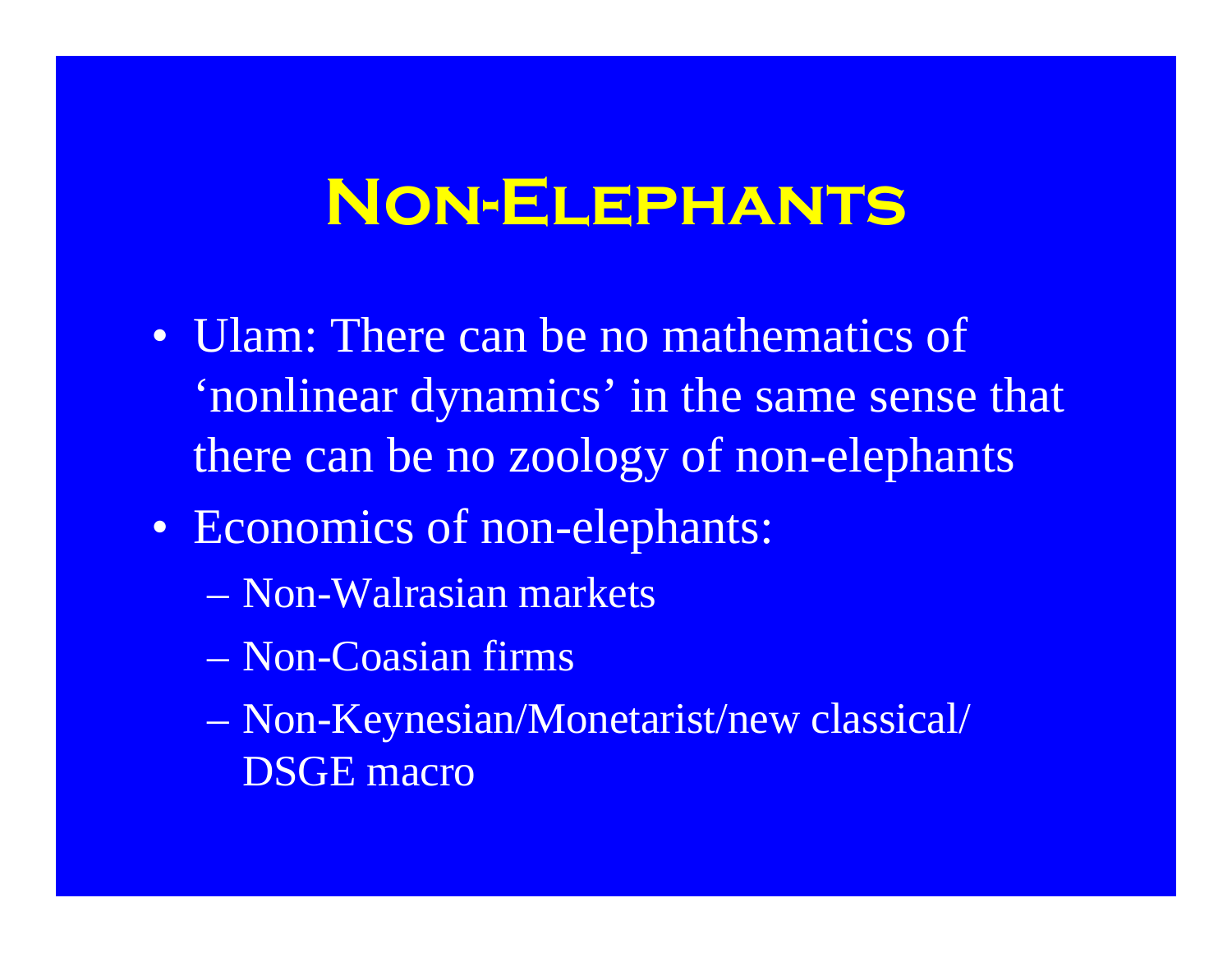# Non-Elephants

- Ulam: There can be no mathematics of 'nonlinear dynamics' in the same sense that there can be no zoology of non-elephants
- Economics of non-elephants:
  - Non-Walrasian markets
  - Non-Coasian firms
  - Non-Keynesian/Monetarist/new classical/ DSGE macro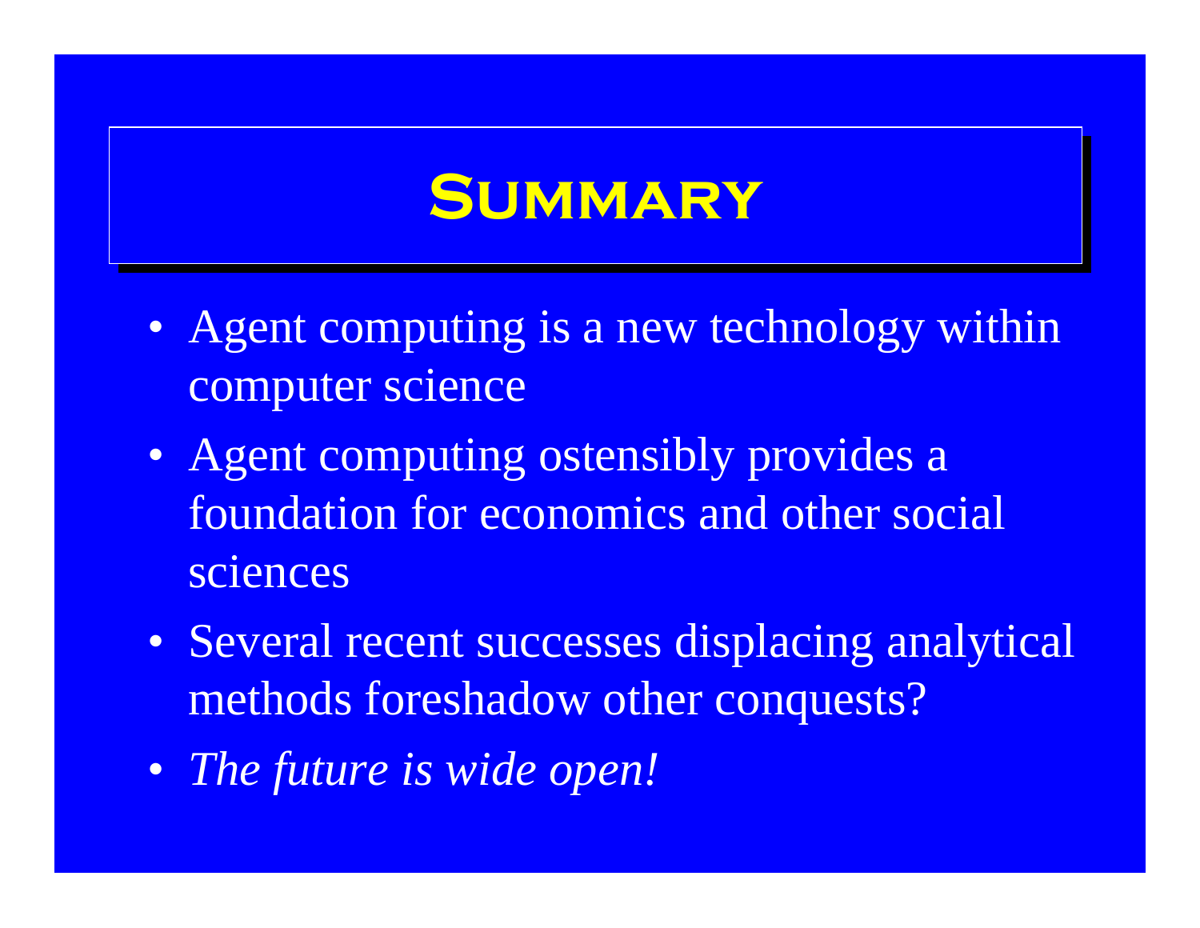# Summary

- Agent computing is a new technology within computer science
- Agent computing ostensibly provides a foundation for economics and other social sciences
- Several recent successes displacing analytical methods foreshadow other conquests?
- *The future is wide open!*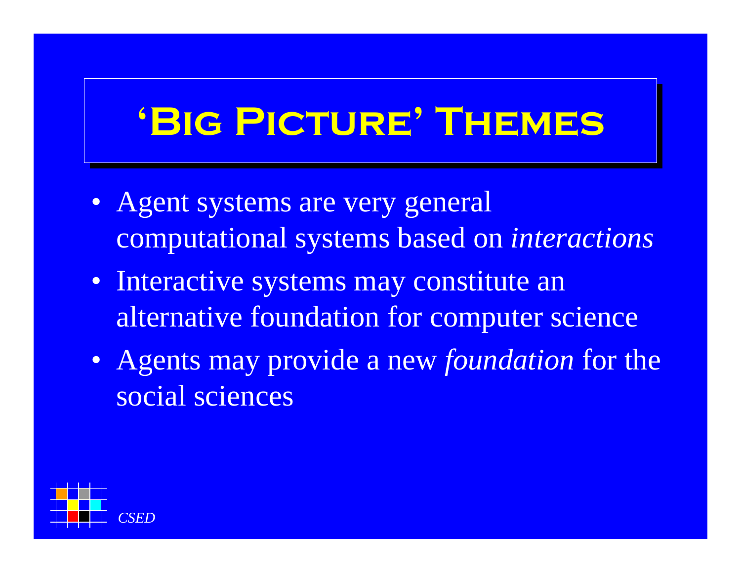# 'Big Picture' Themes

- Agent systems are very general computational systems based on *interactions*
- Interactive systems may constitute an alternative foundation for computer science
- Agents may provide a new *foundation* for the social sciences

*CSED*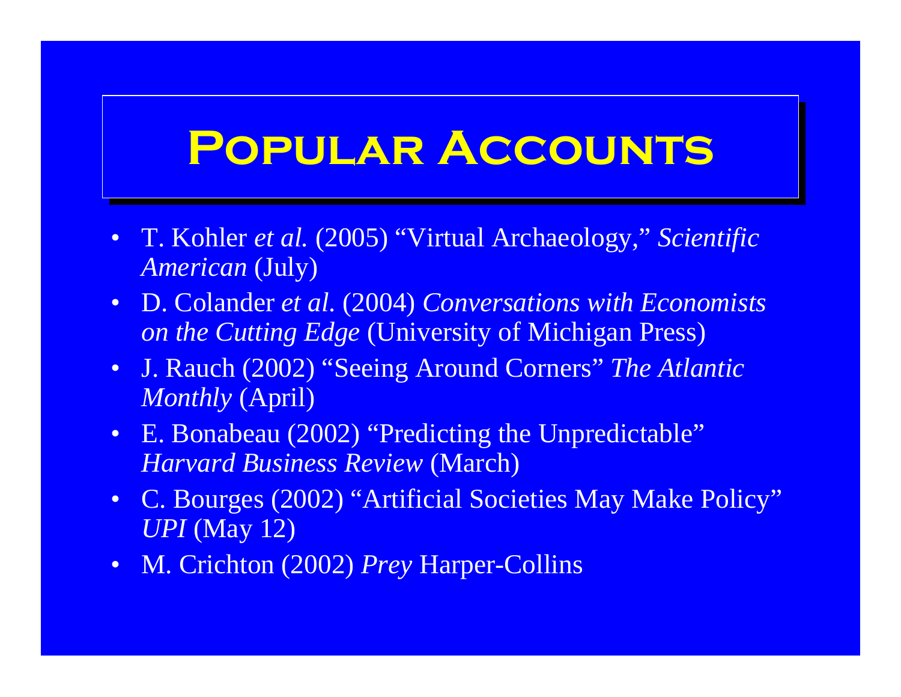# Popular Accounts

- T. Kohler *et al.* (2005) "Virtual Archaeology," *Scientific American* (July)
- D. Colander *et al*. (2004) *Conversations with Economists on the Cutting Edge* (University of Michigan Press)
- J. Rauch (2002) "Seeing Around Corners" *The Atlantic Monthly* (April)
- E. Bonabeau (2002) "Predicting the Unpredictable" *Harvard Business Review* (March)
- C. Bourges (2002) "Artificial Societies May Make Policy" *UPI* (May 12)
- M. Crichton (2002) *Prey* Harper-Collins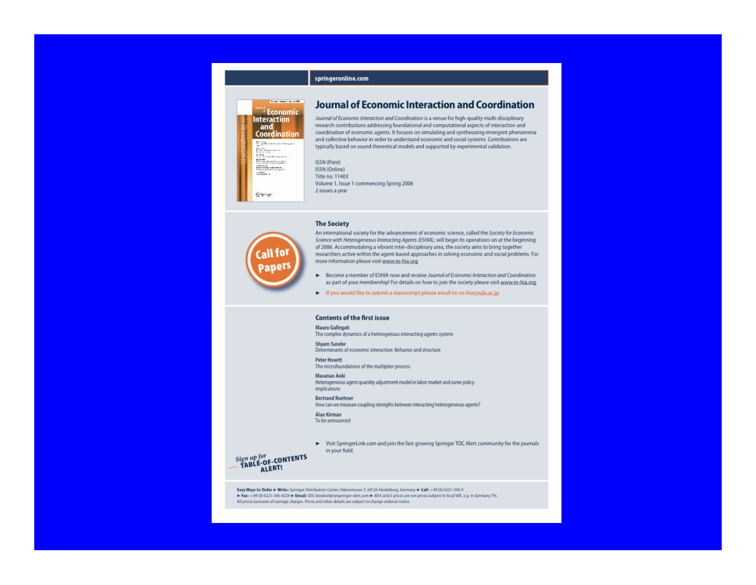springeronline.com

# Journal of Economic Interaction and Coordination

*Journal of Economic Interaction and Coordination* is a venue for high-quality multi-disciplinary research contributions addressing foundational and computational aspects of interaction and coordination of economic agents. It focuses on simulating and synthesizing emergent phenomena and collective behavior in order to understand economic and social systems. Contributions are typically based on sound theoretical models and supported by experimental validation.

ISSN (Print)
ISSN (Online)
Title no: 11403
Volume 1, Issue 1 commencing Spring 2006
2 issues a year

## Call for Papers

### The Society

An international society for the advancement of economic science, called the *Society for Economic Science with Heterogeneous Interacting Agents (ESHIA)*, will begin its operations on at the beginning of 2006. Accommodating a vibrant inter-disciplinary area, the society aims to bring together researchers active within the agent-based approaches in solving economic and social problems. For more information please visit www.es-hia.org

- Become a member of ESHIA now and receive *Journal of Economic Interaction and Coordination* as part of your membership! For details on how to join the society please visit www.es-hia.org.
- If you would like to submit a manuscript please email to: es-hia@nda.ac.jp

### Contents of the first issue

**Mauro Gallegati**
The complex dynamics of a heterogenous interacting agents system

**Shyam Sunder**
Determinants of economic interaction: Behavior and structure

**Peter Howitt**
The microfoundations of the multiplier process

**Masanao Aoki**
Heterogeneous agent quantity adjustment model in labor market and some policy implications

**Bertrand Roehner**
How can we measure coupling strengths between interacting heterogeneous agents?

**Alan Kirman**
To be announced

Sign up for TABLE-OF-CONTENTS ALERT!

- Visit SpringerLink.com and join the fast growing Springer TOC Alert community for the journals in your field.

**Easy Ways to Order ► Write:** Springer Distribution Center, Haberstrasse 7, 69126 Heidelberg, Germany **► Call:** +49 (0) 6221-345-0 **► Fax:** +49 (0) 6221-345-4229 **► Email:** SDC-bookorder@springer-sbm.com ► All € and £ prices are net prices subject to local VAT, e.g. in Germany 7%. All prices exclusive of carriage charges. Prices and other details are subject to change without notice.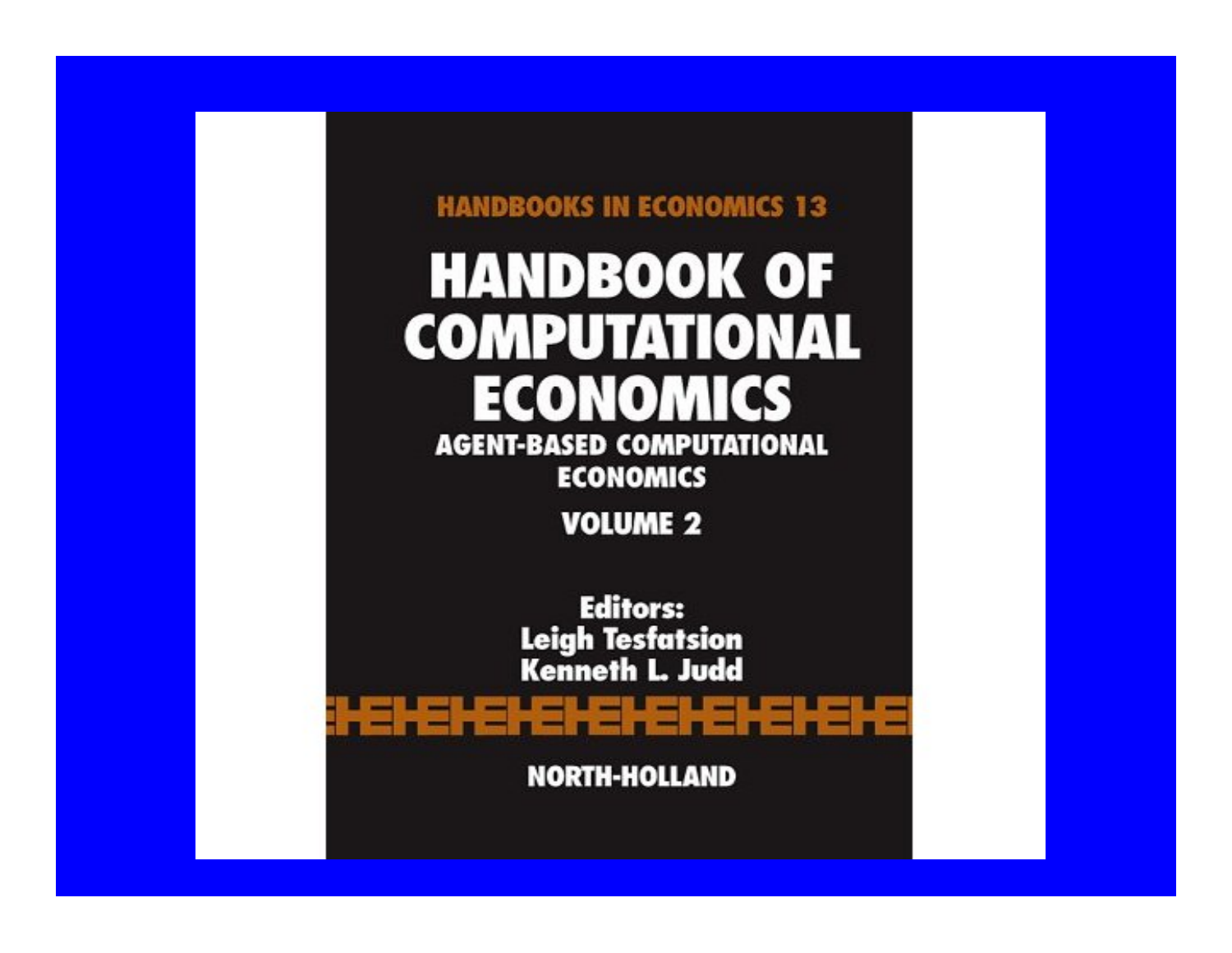HANDBOOKS IN ECONOMICS 13

# HANDBOOK OF COMPUTATIONAL ECONOMICS

## AGENT-BASED COMPUTATIONAL ECONOMICS

### VOLUME 2

**Editors:**
**Leigh Tesfatsion**
**Kenneth L. Judd**

NORTH-HOLLAND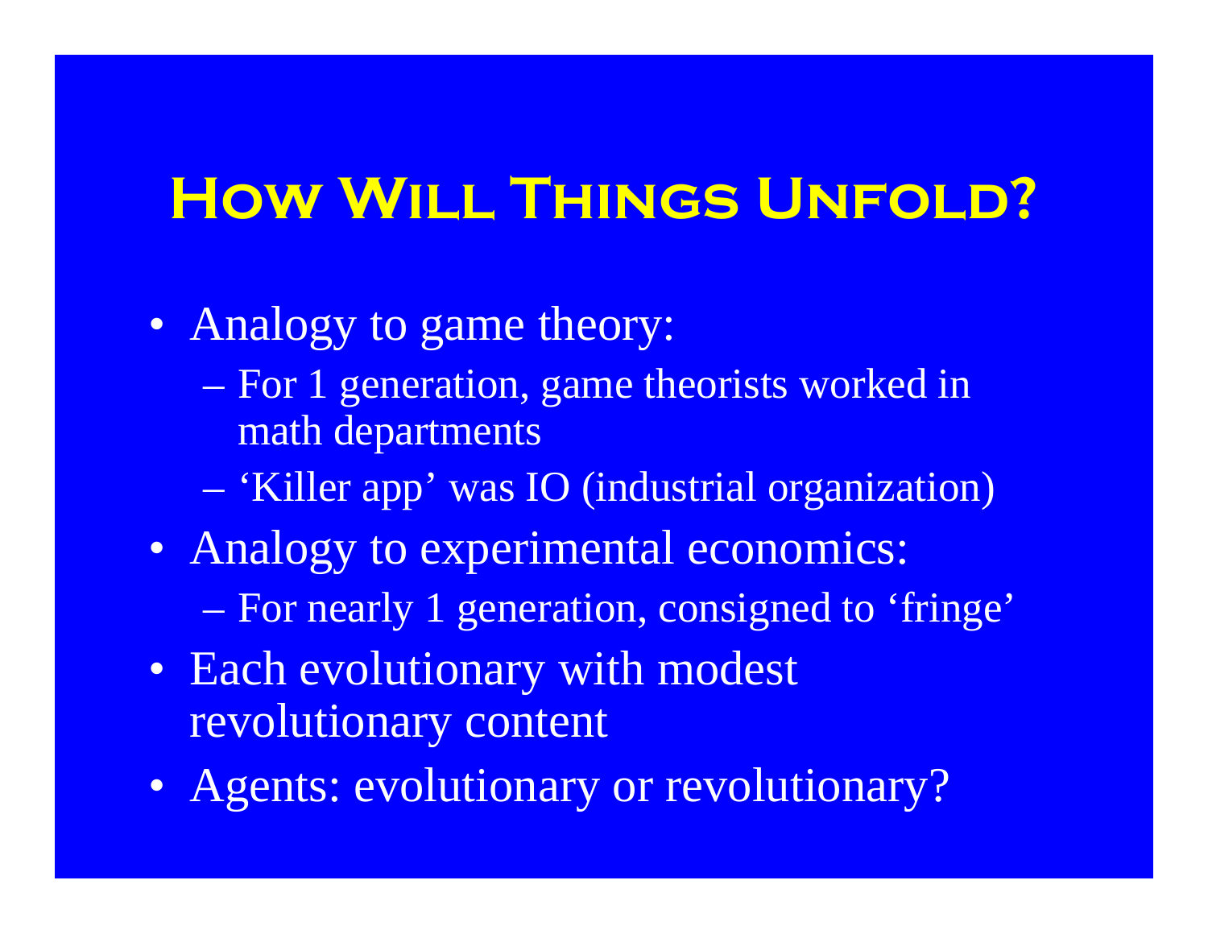# How Will Things Unfold?

- Analogy to game theory:
  - For 1 generation, game theorists worked in math departments
  - 'Killer app' was IO (industrial organization)
- Analogy to experimental economics:
  - For nearly 1 generation, consigned to 'fringe'
- Each evolutionary with modest revolutionary content
- Agents: evolutionary or revolutionary?